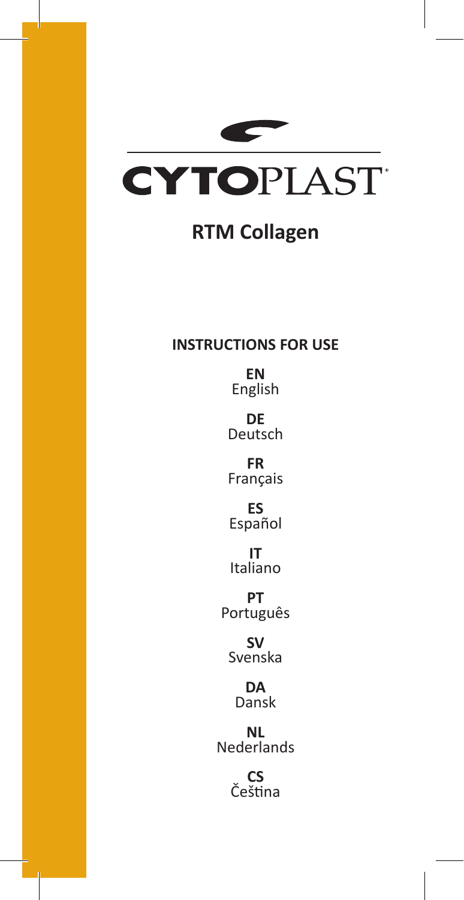# CYTOPLAST®

## RTM Collagen

**INSTRUCTIONS FOR USE**

**EN**
English

**DE**
Deutsch

**FR**
Français

**ES**
Español

**IT**
Italiano

**PT**
Português

**SV**
Svenska

**DA**
Dansk

**NL**
Nederlands

**CS**
Čeština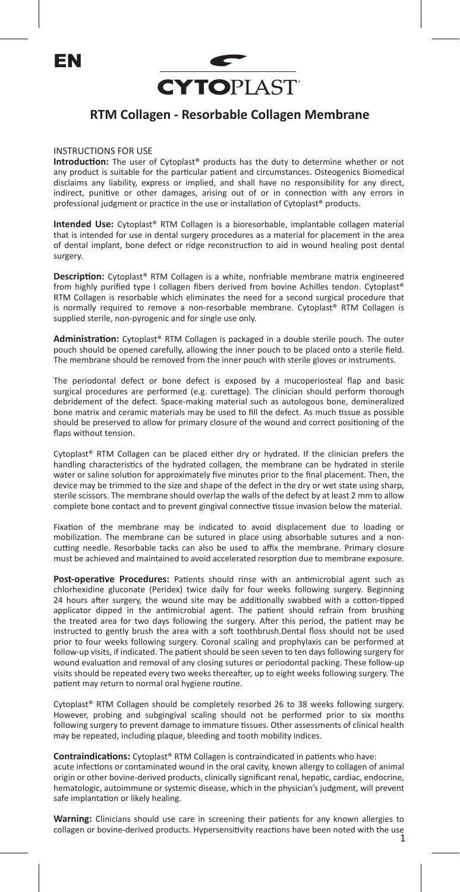EN

**CYTOPLAST**

## RTM Collagen - Resorbable Collagen Membrane

INSTRUCTIONS FOR USE

**Introduction:** The user of Cytoplast® products has the duty to determine whether or not any product is suitable for the particular patient and circumstances. Osteogenics Biomedical disclaims any liability, express or implied, and shall have no responsibility for any direct, indirect, punitive or other damages, arising out of or in connection with any errors in professional judgment or practice in the use or installation of Cytoplast® products.

**Intended Use:** Cytoplast® RTM Collagen is a bioresorbable, implantable collagen material that is intended for use in dental surgery procedures as a material for placement in the area of dental implant, bone defect or ridge reconstruction to aid in wound healing post dental surgery.

**Description:** Cytoplast® RTM Collagen is a white, nonfriable membrane matrix engineered from highly purified type I collagen fibers derived from bovine Achilles tendon. Cytoplast® RTM Collagen is resorbable which eliminates the need for a second surgical procedure that is normally required to remove a non-resorbable membrane. Cytoplast® RTM Collagen is supplied sterile, non-pyrogenic and for single use only.

**Administration:** Cytoplast® RTM Collagen is packaged in a double sterile pouch. The outer pouch should be opened carefully, allowing the inner pouch to be placed onto a sterile field. The membrane should be removed from the inner pouch with sterile gloves or instruments.

The periodontal defect or bone defect is exposed by a mucoperiosteal flap and basic surgical procedures are performed (e.g. curettage). The clinician should perform thorough debridement of the defect. Space-making material such as autologous bone, demineralized bone matrix and ceramic materials may be used to fill the defect. As much tissue as possible should be preserved to allow for primary closure of the wound and correct positioning of the flaps without tension.

Cytoplast® RTM Collagen can be placed either dry or hydrated. If the clinician prefers the handling characteristics of the hydrated collagen, the membrane can be hydrated in sterile water or saline solution for approximately five minutes prior to the final placement. Then, the device may be trimmed to the size and shape of the defect in the dry or wet state using sharp, sterile scissors. The membrane should overlap the walls of the defect by at least 2 mm to allow complete bone contact and to prevent gingival connective tissue invasion below the material.

Fixation of the membrane may be indicated to avoid displacement due to loading or mobilization. The membrane can be sutured in place using absorbable sutures and a non-cutting needle. Resorbable tacks can also be used to affix the membrane. Primary closure must be achieved and maintained to avoid accelerated resorption due to membrane exposure.

**Post-operative Procedures:** Patients should rinse with an antimicrobial agent such as chlorhexidine gluconate (Peridex) twice daily for four weeks following surgery. Beginning 24 hours after surgery, the wound site may be additionally swabbed with a cotton-tipped applicator dipped in the antimicrobial agent. The patient should refrain from brushing the treated area for two days following the surgery. After this period, the patient may be instructed to gently brush the area with a soft toothbrush.Dental floss should not be used prior to four weeks following surgery. Coronal scaling and prophylaxis can be performed at follow-up visits, if indicated. The patient should be seen seven to ten days following surgery for wound evaluation and removal of any closing sutures or periodontal packing. These follow-up visits should be repeated every two weeks thereafter, up to eight weeks following surgery. The patient may return to normal oral hygiene routine.

Cytoplast® RTM Collagen should be completely resorbed 26 to 38 weeks following surgery. However, probing and subgingival scaling should not be performed prior to six months following surgery to prevent damage to immature tissues. Other assessments of clinical health may be repeated, including plaque, bleeding and tooth mobility indices.

**Contraindications:** Cytoplast® RTM Collagen is contraindicated in patients who have: acute infections or contaminated wound in the oral cavity, known allergy to collagen of animal origin or other bovine-derived products, clinically significant renal, hepatic, cardiac, endocrine, hematologic, autoimmune or systemic disease, which in the physician's judgment, will prevent safe implantation or likely healing.

**Warning:** Clinicians should use care in screening their patients for any known allergies to collagen or bovine-derived products. Hypersensitivity reactions have been noted with the use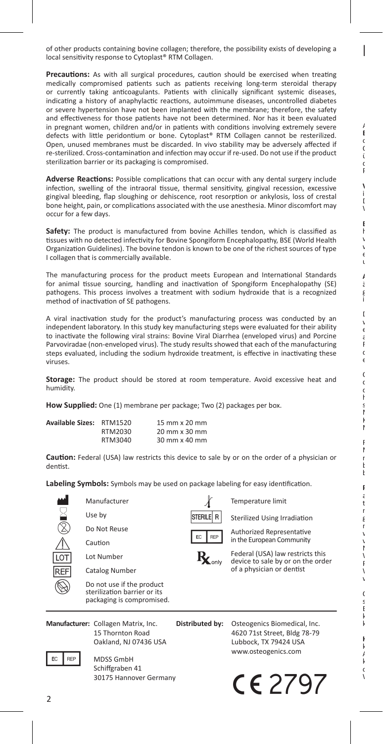of other products containing bovine collagen; therefore, the possibility exists of developing a local sensitivity response to Cytoplast® RTM Collagen.

**Precautions:** As with all surgical procedures, caution should be exercised when treating medically compromised patients such as patients receiving long-term steroidal therapy or currently taking anticoagulants. Patients with clinically significant systemic diseases, indicating a history of anaphylactic reactions, autoimmune diseases, uncontrolled diabetes or severe hypertension have not been implanted with the membrane; therefore, the safety and effectiveness for those patients have not been determined. Nor has it been evaluated in pregnant women, children and/or in patients with conditions involving extremely severe defects with little peridontium or bone. Cytoplast® RTM Collagen cannot be resterilized. Open, unused membranes must be discarded. In vivo stability may be adversely affected if re-sterilized. Cross-contamination and infection may occur if re-used. Do not use if the product sterilization barrier or its packaging is compromised.

**Adverse Reactions:** Possible complications that can occur with any dental surgery include infection, swelling of the intraoral tissue, thermal sensitivity, gingival recession, excessive gingival bleeding, flap sloughing or dehiscence, root resorption or ankylosis, loss of crestal bone height, pain, or complications associated with the use anesthesia. Minor discomfort may occur for a few days.

**Safety:** The product is manufactured from bovine Achilles tendon, which is classified as tissues with no detected infectivity for Bovine Spongiform Encephalopathy, BSE (World Health Organization Guidelines). The bovine tendon is known to be one of the richest sources of type I collagen that is commercially available.

The manufacturing process for the product meets European and International Standards for animal tissue sourcing, handling and inactivation of Spongiform Encephalopathy (SE) pathogens. This process involves a treatment with sodium hydroxide that is a recognized method of inactivation of SE pathogens.

A viral inactivation study for the product's manufacturing process was conducted by an independent laboratory. In this study key manufacturing steps were evaluated for their ability to inactivate the following viral strains: Bovine Viral Diarrhea (enveloped virus) and Porcine Parvoviradae (non-enveloped virus). The study results showed that each of the manufacturing steps evaluated, including the sodium hydroxide treatment, is effective in inactivating these viruses.

**Storage:** The product should be stored at room temperature. Avoid excessive heat and humidity.

**How Supplied:** One (1) membrane per package; Two (2) packages per box.

| **Available Sizes:** | RTM1520 | 15 mm x 20 mm |
|---|---|---|
| | RTM2030 | 20 mm x 30 mm |
| | RTM3040 | 30 mm x 40 mm |

**Caution:** Federal (USA) law restricts this device to sale by or on the order of a physician or dentist.

**Labeling Symbols:** Symbols may be used on package labeling for easy identification.

- Manufacturer
- Use by
- Do Not Reuse
- Caution
- LOT: Lot Number
- REF: Catalog Number
- Do not use if the product sterilization barrier or its packaging is compromised.
- Temperature limit
- STERILE R: Sterilized Using Irradiation
- EC REP: Authorized Representative in the European Community
- Rx only: Federal (USA) law restricts this device to sale by or on the order of a physician or dentist

**Manufacturer:** Collagen Matrix, Inc.
15 Thornton Road
Oakland, NJ 07436 USA

EC REP: MDSS GmbH
Schiffgraben 41
30175 Hannover Germany

**Distributed by:** Osteogenics Biomedical, Inc.
4620 71st Street, Bldg 78-79
Lubbock, TX 79424 USA
www.osteogenics.com

CE 2797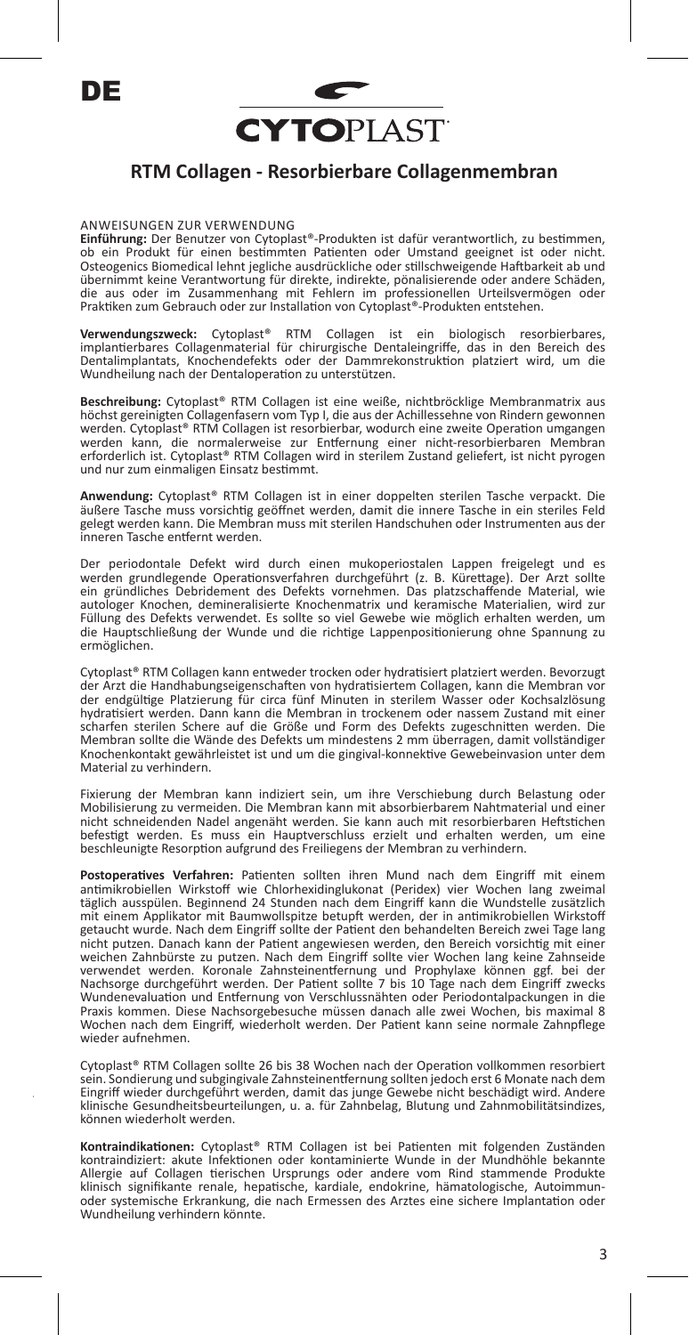DE

CYTOPLAST

## RTM Collagen - Resorbierbare Collagenmembran

ANWEISUNGEN ZUR VERWENDUNG

**Einführung:** Der Benutzer von Cytoplast®-Produkten ist dafür verantwortlich, zu bestimmen, ob ein Produkt für einen bestimmten Patienten oder Umstand geeignet ist oder nicht. Osteogenics Biomedical lehnt jegliche ausdrückliche oder stillschweigende Haftbarkeit ab und übernimmt keine Verantwortung für direkte, indirekte, pönalisierende oder andere Schäden, die aus oder im Zusammenhang mit Fehlern im professionellen Urteilsvermögen oder Praktiken zum Gebrauch oder zur Installation von Cytoplast®-Produkten entstehen.

**Verwendungszweck:** Cytoplast® RTM Collagen ist ein biologisch resorbierbares, implantierbares Collagenmaterial für chirurgische Dentaleingriffe, das in den Bereich des Dentalimplantats, Knochendefekts oder der Dammrekonstruktion platziert wird, um die Wundheilung nach der Dentaloperation zu unterstützen.

**Beschreibung:** Cytoplast® RTM Collagen ist eine weiße, nichtbröcklige Membranmatrix aus höchst gereinigten Collagenfasern vom Typ I, die aus der Achillessehne von Rindern gewonnen werden. Cytoplast® RTM Collagen ist resorbierbar, wodurch eine zweite Operation umgangen werden kann, die normalerweise zur Entfernung einer nicht-resorbierbaren Membran erforderlich ist. Cytoplast® RTM Collagen wird in sterilem Zustand geliefert, ist nicht pyrogen und nur zum einmaligen Einsatz bestimmt.

**Anwendung:** Cytoplast® RTM Collagen ist in einer doppelten sterilen Tasche verpackt. Die äußere Tasche muss vorsichtig geöffnet werden, damit die innere Tasche in ein steriles Feld gelegt werden kann. Die Membran muss mit sterilen Handschuhen oder Instrumenten aus der inneren Tasche entfernt werden.

Der periodontale Defekt wird durch einen mukoperiostalen Lappen freigelegt und es werden grundlegende Operationsverfahren durchgeführt (z. B. Kürettage). Der Arzt sollte ein gründliches Debridement des Defekts vornehmen. Das platzschaffende Material, wie autologer Knochen, demineralisierte Knochenmatrix und keramische Materialien, wird zur Füllung des Defekts verwendet. Es sollte so viel Gewebe wie möglich erhalten werden, um die Hauptschließung der Wunde und die richtige Lappenpositionierung ohne Spannung zu ermöglichen.

Cytoplast® RTM Collagen kann entweder trocken oder hydratisiert platziert werden. Bevorzugt der Arzt die Handhabungseigenschaften von hydratisiertem Collagen, kann die Membran vor der endgültige Platzierung für circa fünf Minuten in sterilem Wasser oder Kochsalzlösung hydratisiert werden. Dann kann die Membran in trockenem oder nassem Zustand mit einer scharfen sterilen Schere auf die Größe und Form des Defekts zugeschnitten werden. Die Membran sollte die Wände des Defekts um mindestens 2 mm überragen, damit vollständiger Knochenkontakt gewährleistet ist und um die gingival-konnektive Gewebeinvasion unter dem Material zu verhindern.

Fixierung der Membran kann indiziert sein, um ihre Verschiebung durch Belastung oder Mobilisierung zu vermeiden. Die Membran kann mit absorbierbarem Nahtmaterial und einer nicht schneidenden Nadel angenäht werden. Sie kann auch mit resorbierbaren Heftstichen befestigt werden. Es muss ein Hauptverschluss erzielt und erhalten werden, um eine beschleunigte Resorption aufgrund des Freiliegens der Membran zu verhindern.

**Postoperatives Verfahren:** Patienten sollten ihren Mund nach dem Eingriff mit einem antimikrobiellen Wirkstoff wie Chlorhexidinglukonat (Peridex) vier Wochen lang zweimal täglich ausspülen. Beginnend 24 Stunden nach dem Eingriff kann die Wundstelle zusätzlich mit einem Applikator mit Baumwollspitze betupft werden, der in antimikrobiellen Wirkstoff getaucht wurde. Nach dem Eingriff sollte der Patient den behandelten Bereich zwei Tage lang nicht putzen. Danach kann der Patient angewiesen werden, den Bereich vorsichtig mit einer weichen Zahnbürste zu putzen. Nach dem Eingriff sollte vier Wochen lang keine Zahnseide verwendet werden. Koronale Zahnsteinentfernung und Prophylaxe können ggf. bei der Nachsorge durchgeführt werden. Der Patient sollte 7 bis 10 Tage nach dem Eingriff zwecks Wundenevaluation und Entfernung von Verschlussnähten oder Periodontalpackungen in die Praxis kommen. Diese Nachsorgebesuche müssen danach alle zwei Wochen, bis maximal 8 Wochen nach dem Eingriff, wiederholt werden. Der Patient kann seine normale Zahnpflege wieder aufnehmen.

Cytoplast® RTM Collagen sollte 26 bis 38 Wochen nach der Operation vollkommen resorbiert sein. Sondierung und subgingivale Zahnsteinentfernung sollten jedoch erst 6 Monate nach dem Eingriff wieder durchgeführt werden, damit das junge Gewebe nicht beschädigt wird. Andere klinische Gesundheitsbeurteilungen, u. a. für Zahnbelag, Blutung und Zahnmobilitätsindizes, können wiederholt werden.

**Kontraindikationen:** Cytoplast® RTM Collagen ist bei Patienten mit folgenden Zuständen kontraindiziert: akute Infektionen oder kontaminierte Wunde in der Mundhöhle bekannte Allergie auf Collagen tierischen Ursprungs oder andere vom Rind stammende Produkte klinisch signifikante renale, hepatische, kardiale, endokrine, hämatologische, Autoimmun- oder systemische Erkrankung, die nach Ermessen des Arztes eine sichere Implantation oder Wundheilung verhindern könnte.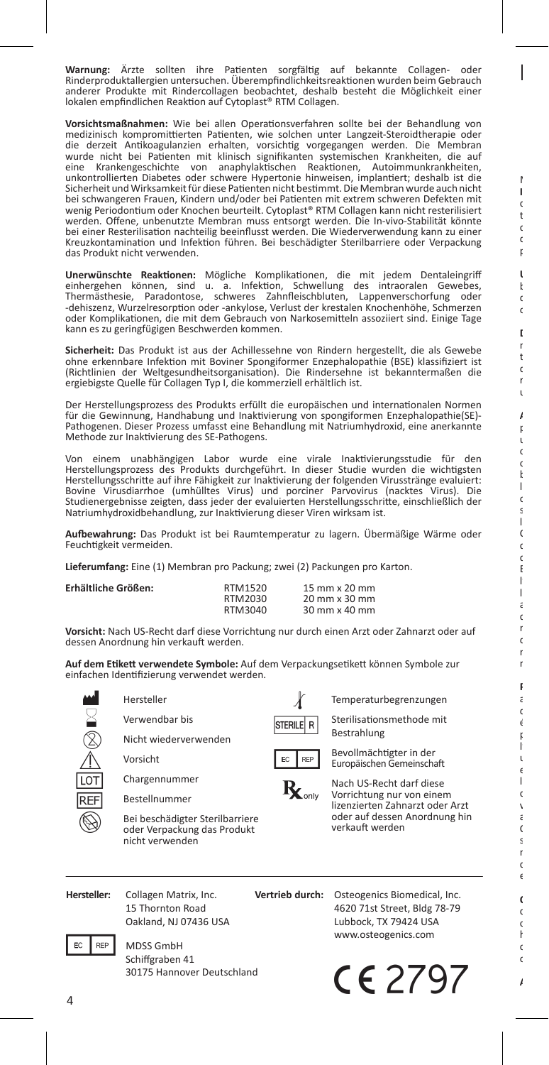**Warnung:** Ärzte sollten ihre Patienten sorgfältig auf bekannte Collagen- oder Rinderproduktallergien untersuchen. Überempfindlichkeitsreaktionen wurden beim Gebrauch anderer Produkte mit Rindercollagen beobachtet, deshalb besteht die Möglichkeit einer lokalen empfindlichen Reaktion auf Cytoplast® RTM Collagen.

**Vorsichtsmaßnahmen:** Wie bei allen Operationsverfahren sollte bei der Behandlung von medizinisch kompromittierten Patienten, wie solchen unter Langzeit-Steroidtherapie oder die derzeit Antikoagulanzien erhalten, vorsichtig vorgegangen werden. Die Membran wurde nicht bei Patienten mit klinisch signifikanten systemischen Krankheiten, die auf eine Krankengeschichte von anaphylaktischen Reaktionen, Autoimmunkrankheiten, unkontrollierten Diabetes oder schwere Hypertonie hinweisen, implantiert; deshalb ist die Sicherheit und Wirksamkeit für diese Patienten nicht bestimmt. Die Membran wurde auch nicht bei schwangeren Frauen, Kindern und/oder bei Patienten mit extrem schweren Defekten mit wenig Periodontium oder Knochen beurteilt. Cytoplast® RTM Collagen kann nicht resterilisiert werden. Offene, unbenutzte Membran muss entsorgt werden. Die In-vivo-Stabilität könnte bei einer Resterilisation nachteilig beeinflusst werden. Die Wiederverwendung kann zu einer Kreuzkontamination und Infektion führen. Bei beschädigter Sterilbarriere oder Verpackung das Produkt nicht verwenden.

**Unerwünschte Reaktionen:** Mögliche Komplikationen, die mit jedem Dentaleingriff einhergehen können, sind u. a. Infektion, Schwellung des intraoralen Gewebes, Thermästhesie, Paradontose, schweres Zahnfleischbluten, Lappenverschorfung oder -dehiszenz, Wurzelresorption oder -ankylose, Verlust der krestalen Knochenhöhe, Schmerzen oder Komplikationen, die mit dem Gebrauch von Narkosemitteln assoziiert sind. Einige Tage kann es zu geringfügigen Beschwerden kommen.

**Sicherheit:** Das Produkt ist aus der Achillessehne von Rindern hergestellt, die als Gewebe ohne erkennbare Infektion mit Boviner Spongiformer Enzephalopathie (BSE) klassifiziert ist (Richtlinien der Weltgesundheitsorganisation). Die Rindersehne ist bekanntermaßen die ergiebigste Quelle für Collagen Typ I, die kommerziell erhältlich ist.

Der Herstellungsprozess des Produkts erfüllt die europäischen und internationalen Normen für die Gewinnung, Handhabung und Inaktivierung von spongiformen Enzephalopathie(SE)-Pathogenen. Dieser Prozess umfasst eine Behandlung mit Natriumhydroxid, eine anerkannte Methode zur Inaktivierung des SE-Pathogens.

Von einem unabhängigen Labor wurde eine virale Inaktivierungsstudie für den Herstellungsprozess des Produkts durchgeführt. In dieser Studie wurden die wichtigsten Herstellungsschritte auf ihre Fähigkeit zur Inaktivierung der folgenden Virusstränge evaluiert: Bovine Virusdiarrhoe (umhülltes Virus) und porciner Parvovirus (nacktes Virus). Die Studienergebnisse zeigten, dass jeder der evaluierten Herstellungsschritte, einschließlich der Natriumhydroxidbehandlung, zur Inaktivierung dieser Viren wirksam ist.

**Aufbewahrung:** Das Produkt ist bei Raumtemperatur zu lagern. Übermäßige Wärme oder Feuchtigkeit vermeiden.

**Lieferumfang:** Eine (1) Membran pro Packung; zwei (2) Packungen pro Karton.

| **Erhältliche Größen:** | | |
|---|---|---|
| | RTM1520 | 15 mm x 20 mm |
| | RTM2030 | 20 mm x 30 mm |
| | RTM3040 | 30 mm x 40 mm |

**Vorsicht:** Nach US-Recht darf diese Vorrichtung nur durch einen Arzt oder Zahnarzt oder auf dessen Anordnung hin verkauft werden.

**Auf dem Etikett verwendete Symbole:** Auf dem Verpackungsetikett können Symbole zur einfachen Identifizierung verwendet werden.

- Hersteller
- Verwendbar bis
- Nicht wiederverwenden
- Vorsicht
- LOT – Chargennummer
- REF – Bestellnummer
- Bei beschädigter Sterilbarriere oder Verpackung das Produkt nicht verwenden
- Temperaturbegrenzungen
- STERILE R – Sterilisationsmethode mit Bestrahlung
- EC REP – Bevollmächtigter in der Europäischen Gemeinschaft
- Rx only – Nach US-Recht darf diese Vorrichtung nur von einem lizenzierten Zahnarzt oder Arzt oder auf dessen Anordnung hin verkauft werden

**Hersteller:** Collagen Matrix, Inc.
15 Thornton Road
Oakland, NJ 07436 USA

EC REP MDSS GmbH
Schiffgraben 41
30175 Hannover Deutschland

**Vertrieb durch:** Osteogenics Biomedical, Inc.
4620 71st Street, Bldg 78-79
Lubbock, TX 79424 USA
www.osteogenics.com

CE 2797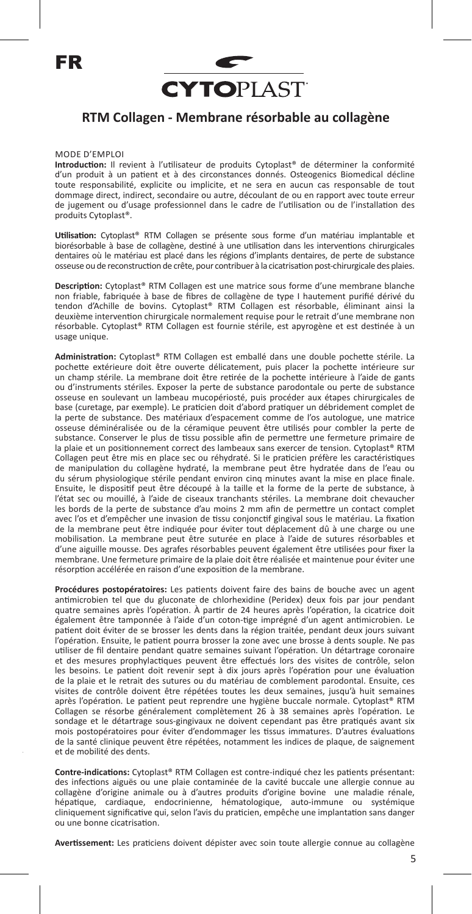FR

CYTOPLAST

## RTM Collagen - Membrane résorbable au collagène

MODE D'EMPLOI

**Introduction:** Il revient à l'utilisateur de produits Cytoplast® de déterminer la conformité d'un produit à un patient et à des circonstances donnés. Osteogenics Biomedical décline toute responsabilité, explicite ou implicite, et ne sera en aucun cas responsable de tout dommage direct, indirect, secondaire ou autre, découlant de ou en rapport avec toute erreur de jugement ou d'usage professionnel dans le cadre de l'utilisation ou de l'installation des produits Cytoplast®.

**Utilisation:** Cytoplast® RTM Collagen se présente sous forme d'un matériau implantable et biorésorbable à base de collagène, destiné à une utilisation dans les interventions chirurgicales dentaires où le matériau est placé dans les régions d'implants dentaires, de perte de substance osseuse ou de reconstruction de crête, pour contribuer à la cicatrisation post-chirurgicale des plaies.

**Description:** Cytoplast® RTM Collagen est une matrice sous forme d'une membrane blanche non friable, fabriquée à base de fibres de collagène de type I hautement purifié dérivé du tendon d'Achille de bovins. Cytoplast® RTM Collagen est résorbable, éliminant ainsi la deuxième intervention chirurgicale normalement requise pour le retrait d'une membrane non résorbable. Cytoplast® RTM Collagen est fournie stérile, est apyrogène et est destinée à un usage unique.

**Administration:** Cytoplast® RTM Collagen est emballé dans une double pochette stérile. La pochette extérieure doit être ouverte délicatement, puis placer la pochette intérieure sur un champ stérile. La membrane doit être retirée de la pochette intérieure à l'aide de gants ou d'instruments stériles. Exposer la perte de substance parodontale ou perte de substance osseuse en soulevant un lambeau mucopériosté, puis procéder aux étapes chirurgicales de base (curetage, par exemple). Le praticien doit d'abord pratiquer un débridement complet de la perte de substance. Des matériaux d'espacement comme de l'os autologue, une matrice osseuse déminéralisée ou de la céramique peuvent être utilisés pour combler la perte de substance. Conserver le plus de tissu possible afin de permettre une fermeture primaire de la plaie et un positionnement correct des lambeaux sans exercer de tension. Cytoplast® RTM Collagen peut être mis en place sec ou réhydraté. Si le praticien préfère les caractéristiques de manipulation du collagène hydraté, la membrane peut être hydratée dans de l'eau ou du sérum physiologique stérile pendant environ cinq minutes avant la mise en place finale. Ensuite, le dispositif peut être découpé à la taille et la forme de la perte de substance, à l'état sec ou mouillé, à l'aide de ciseaux tranchants stériles. La membrane doit chevaucher les bords de la perte de substance d'au moins 2 mm afin de permettre un contact complet avec l'os et d'empêcher une invasion de tissu conjonctif gingival sous le matériau. La fixation de la membrane peut être indiquée pour éviter tout déplacement dû à une charge ou une mobilisation. La membrane peut être suturée en place à l'aide de sutures résorbables et d'une aiguille mousse. Des agrafes résorbables peuvent également être utilisées pour fixer la membrane. Une fermeture primaire de la plaie doit être réalisée et maintenue pour éviter une résorption accélérée en raison d'une exposition de la membrane.

**Procédures postopératoires:** Les patients doivent faire des bains de bouche avec un agent antimicrobien tel que du gluconate de chlorhexidine (Peridex) deux fois par jour pendant quatre semaines après l'opération. À partir de 24 heures après l'opération, la cicatrice doit également être tamponnée à l'aide d'un coton-tige imprégné d'un agent antimicrobien. Le patient doit éviter de se brosser les dents dans la région traitée, pendant deux jours suivant l'opération. Ensuite, le patient pourra brosser la zone avec une brosse à dents souple. Ne pas utiliser de fil dentaire pendant quatre semaines suivant l'opération. Un détartrage coronaire et des mesures prophylactiques peuvent être effectués lors des visites de contrôle, selon les besoins. Le patient doit revenir sept à dix jours après l'opération pour une évaluation de la plaie et le retrait des sutures ou du matériau de comblement parodontal. Ensuite, ces visites de contrôle doivent être répétées toutes les deux semaines, jusqu'à huit semaines après l'opération. Le patient peut reprendre une hygiène buccale normale. Cytoplast® RTM Collagen se résorbe généralement complètement 26 à 38 semaines après l'opération. Le sondage et le détartrage sous-gingivaux ne doivent cependant pas être pratiqués avant six mois postopératoires pour éviter d'endommager les tissus immatures. D'autres évaluations de la santé clinique peuvent être répétées, notamment les indices de plaque, de saignement et de mobilité des dents.

**Contre-indications:** Cytoplast® RTM Collagen est contre-indiqué chez les patients présentant: des infections aiguës ou une plaie contaminée de la cavité buccale une allergie connue au collagène d'origine animale ou à d'autres produits d'origine bovine une maladie rénale, hépatique, cardiaque, endocrinienne, hématologique, auto-immune ou systémique cliniquement significative qui, selon l'avis du praticien, empêche une implantation sans danger ou une bonne cicatrisation.

**Avertissement:** Les praticiens doivent dépister avec soin toute allergie connue au collagène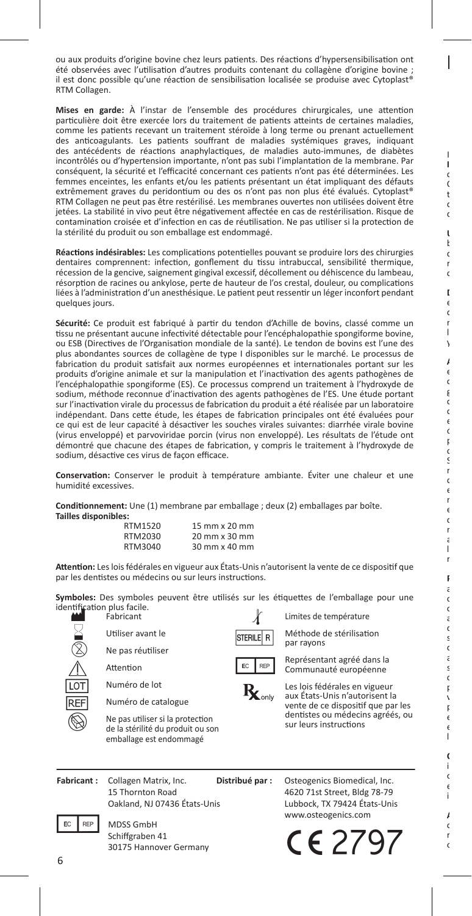ou aux produits d'origine bovine chez leurs patients. Des réactions d'hypersensibilisation ont été observées avec l'utilisation d'autres produits contenant du collagène d'origine bovine ; il est donc possible qu'une réaction de sensibilisation localisée se produise avec Cytoplast® RTM Collagen.

**Mises en garde:** À l'instar de l'ensemble des procédures chirurgicales, une attention particulière doit être exercée lors du traitement de patients atteints de certaines maladies, comme les patients recevant un traitement stéroïde à long terme ou prenant actuellement des anticoagulants. Les patients souffrant de maladies systémiques graves, indiquant des antécédents de réactions anaphylactiques, de maladies auto-immunes, de diabètes incontrôlés ou d'hypertension importante, n'ont pas subi l'implantation de la membrane. Par conséquent, la sécurité et l'efficacité concernant ces patients n'ont pas été déterminées. Les femmes enceintes, les enfants et/ou les patients présentant un état impliquant des défauts extrêmement graves du peridontium ou des os n'ont pas non plus été évalués. Cytoplast® RTM Collagen ne peut pas être restérilisé. Les membranes ouvertes non utilisées doivent être jetées. La stabilité in vivo peut être négativement affectée en cas de restérilisation. Risque de contamination croisée et d'infection en cas de réutilisation. Ne pas utiliser si la protection de la stérilité du produit ou son emballage est endommagé.

**Réactions indésirables:** Les complications potentielles pouvant se produire lors des chirurgies dentaires comprennent: infection, gonflement du tissu intrabuccal, sensibilité thermique, récession de la gencive, saignement gingival excessif, décollement ou déhiscence du lambeau, résorption de racines ou ankylose, perte de hauteur de l'os crestal, douleur, ou complications liées à l'administration d'un anesthésique. Le patient peut ressentir un léger inconfort pendant quelques jours.

**Sécurité:** Ce produit est fabriqué à partir du tendon d'Achille de bovins, classé comme un tissu ne présentant aucune infectivité détectable pour l'encéphalopathie spongiforme bovine, ou ESB (Directives de l'Organisation mondiale de la santé). Le tendon de bovins est l'une des plus abondantes sources de collagène de type I disponibles sur le marché. Le processus de fabrication du produit satisfait aux normes européennes et internationales portant sur les produits d'origine animale et sur la manipulation et l'inactivation des agents pathogènes de l'encéphalopathie spongiforme (ES). Ce processus comprend un traitement à l'hydroxyde de sodium, méthode reconnue d'inactivation des agents pathogènes de l'ES. Une étude portant sur l'inactivation virale du processus de fabrication du produit a été réalisée par un laboratoire indépendant. Dans cette étude, les étapes de fabrication principales ont été évaluées pour ce qui est de leur capacité à désactiver les souches virales suivantes: diarrhée virale bovine (virus enveloppé) et parvoviridae porcin (virus non enveloppé). Les résultats de l'étude ont démontré que chacune des étapes de fabrication, y compris le traitement à l'hydroxyde de sodium, désactive ces virus de façon efficace.

**Conservation:** Conserver le produit à température ambiante. Éviter une chaleur et une humidité excessives.

**Conditionnement:** Une (1) membrane par emballage ; deux (2) emballages par boîte.

**Tailles disponibles:**

| | |
|---|---|
| RTM1520 | 15 mm x 20 mm |
| RTM2030 | 20 mm x 30 mm |
| RTM3040 | 30 mm x 40 mm |

**Attention:** Les lois fédérales en vigueur aux États-Unis n'autorisent la vente de ce dispositif que par les dentistes ou médecins ou sur leurs instructions.

**Symboles:** Des symboles peuvent être utilisés sur les étiquettes de l'emballage pour une identification plus facile.

- Fabricant
- Utiliser avant le
- Ne pas réutiliser
- Attention
- LOT Numéro de lot
- REF Numéro de catalogue
- Ne pas utiliser si la protection de la stérilité du produit ou son emballage est endommagé
- Limites de température
- STERILE R Méthode de stérilisation par rayons
- EC REP Représentant agréé dans la Communauté européenne
- Rx only Les lois fédérales en vigueur aux États-Unis n'autorisent la vente de ce dispositif que par les dentistes ou médecins agréés, ou sur leurs instructions

**Fabricant :** Collagen Matrix, Inc.
15 Thornton Road
Oakland, NJ 07436 États-Unis

**Distribué par :** Osteogenics Biomedical, Inc.
4620 71st Street, Bldg 78-79
Lubbock, TX 79424 États-Unis
www.osteogenics.com

EC REP MDSS GmbH
Schiffgraben 41
30175 Hannover Germany

CE 2797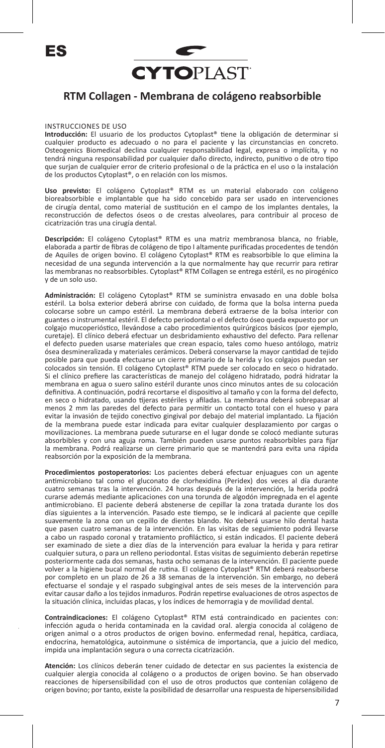ES

CYTOPLAST

## RTM Collagen - Membrana de colágeno reabsorbible

INSTRUCCIONES DE USO

**Introducción:** El usuario de los productos Cytoplast® tiene la obligación de determinar si cualquier producto es adecuado o no para el paciente y las circunstancias en concreto. Osteogenics Biomedical declina cualquier responsabilidad legal, expresa o implícita, y no tendrá ninguna responsabilidad por cualquier daño directo, indirecto, punitivo o de otro tipo que surjan de cualquier error de criterio profesional o de la práctica en el uso o la instalación de los productos Cytoplast®, o en relación con los mismos.

**Uso previsto:** El colágeno Cytoplast® RTM es un material elaborado con colágeno bioreabsorbible e implantable que ha sido concebido para ser usado en intervenciones de cirugía dental, como material de sustitución en el campo de los implantes dentales, la reconstrucción de defectos óseos o de crestas alveolares, para contribuir al proceso de cicatrización tras una cirugía dental.

**Descripción:** El colágeno Cytoplast® RTM es una matriz membranosa blanca, no friable, elaborada a partir de fibras de colágeno de tipo I altamente purificadas procedentes de tendón de Aquiles de origen bovino. El colágeno Cytoplast® RTM es reabsorbible lo que elimina la necesidad de una segunda intervención a la que normalmente hay que recurrir para retirar las membranas no reabsorbibles. Cytoplast® RTM Collagen se entrega estéril, es no pirogénico y de un solo uso.

**Administración:** El colágeno Cytoplast® RTM se suministra envasado en una doble bolsa estéril. La bolsa exterior deberá abrirse con cuidado, de forma que la bolsa interna pueda colocarse sobre un campo estéril. La membrana deberá extraerse de la bolsa interior con guantes o instrumental estéril. El defecto periodontal o el defecto óseo queda expuesto por un colgajo mucoperióstico, llevándose a cabo procedimientos quirúrgicos básicos (por ejemplo, curetaje). El clínico deberá efectuar un desbridamiento exhaustivo del defecto. Para rellenar el defecto pueden usarse materiales que crean espacio, tales como hueso antólogo, matriz ósea desmineralizada y materiales cerámicos. Deberá conservarse la mayor cantidad de tejido posible para que pueda efectuarse un cierre primario de la herida y los colgajos puedan ser colocados sin tensión. El colágeno Cytoplast® RTM puede ser colocado en seco o hidratado. Si el clínico prefiere las características de manejo del colágeno hidratado, podrá hidratar la membrana en agua o suero salino estéril durante unos cinco minutos antes de su colocación definitiva. A continuación, podrá recortarse el dispositivo al tamaño y con la forma del defecto, en seco o hidratado, usando tijeras estériles y afiladas. La membrana deberá sobrepasar al menos 2 mm las paredes del defecto para permitir un contacto total con el hueso y para evitar la invasión de tejido conectivo gingival por debajo del material implantado. La fijación de la membrana puede estar indicada para evitar cualquier desplazamiento por cargas o movilizaciones. La membrana puede suturarse en el lugar donde se colocó mediante suturas absorbibles y con una aguja roma. También pueden usarse puntos reabsorbibles para fijar la membrana. Podrá realizarse un cierre primario que se mantendrá para evita una rápida reabsorción por la exposición de la membrana.

**Procedimientos postoperatorios:** Los pacientes deberá efectuar enjuagues con un agente antimicrobiano tal como el gluconato de clorhexidina (Peridex) dos veces al día durante cuatro semanas tras la intervención. 24 horas después de la intervención, la herida podrá curarse además mediante aplicaciones con una torunda de algodón impregnada en el agente antimicrobiano. El paciente deberá abstenerse de cepillar la zona tratada durante los dos días siguientes a la intervención. Pasado este tiempo, se le indicará al paciente que cepille suavemente la zona con un cepillo de dientes blando. No deberá usarse hilo dental hasta que pasen cuatro semanas de la intervención. En las visitas de seguimiento podrá llevarse a cabo un raspado coronal y tratamiento profiláctico, si están indicados. El paciente deberá ser examinado de siete a diez días de la intervención para evaluar la herida y para retirar cualquier sutura, o para un relleno periodontal. Estas visitas de seguimiento deberán repetirse posteriormente cada dos semanas, hasta ocho semanas de la intervención. El paciente puede volver a la higiene bucal normal de rutina. El colágeno Cytoplast® RTM deberá reabsorberse por completo en un plazo de 26 a 38 semanas de la intervención. Sin embargo, no deberá efectuarse el sondaje y el raspado subgingival antes de seis meses de la intervención para evitar causar daño a los tejidos inmaduros. Podrán repetirse evaluaciones de otros aspectos de la situación clínica, incluidas placas, y los índices de hemorragia y de movilidad dental.

**Contraindicaciones:** El colágeno Cytoplast® RTM está contraindicado en pacientes con: infección aguda o herida contaminada en la cavidad oral. alergia conocida al colágeno de origen animal o a otros productos de origen bovino. enfermedad renal, hepática, cardiaca, endocrina, hematológica, autoinmune o sistémica de importancia, que a juicio del medico, impida una implantación segura o una correcta cicatrización.

**Atención:** Los clínicos deberán tener cuidado de detectar en sus pacientes la existencia de cualquier alergia conocida al colágeno o a productos de origen bovino. Se han observado reacciones de hipersensibilidad con el uso de otros productos que contenían colágeno de origen bovino; por tanto, existe la posibilidad de desarrollar una respuesta de hipersensibilidad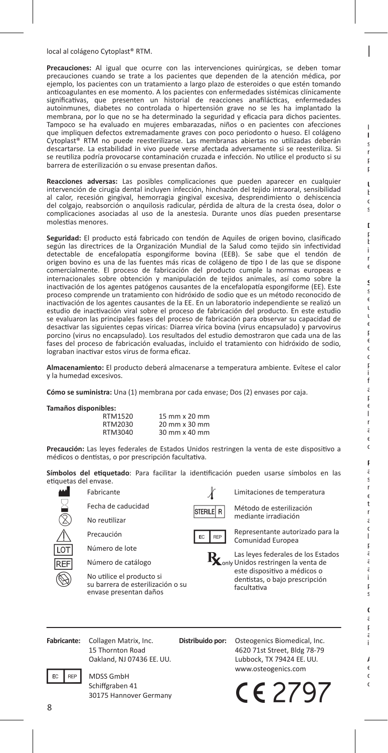local al colágeno Cytoplast® RTM.

**Precauciones:** Al igual que ocurre con las intervenciones quirúrgicas, se deben tomar precauciones cuando se trate a los pacientes que dependen de la atención médica, por ejemplo, los pacientes con un tratamiento a largo plazo de esteroides o que estén tomando anticoagulantes en ese momento. A los pacientes con enfermedades sistémicas clínicamente significativas, que presenten un historial de reacciones anafilácticas, enfermedades autoinmunes, diabetes no controlada o hipertensión grave no se les ha implantado la membrana, por lo que no se ha determinado la seguridad y eficacia para dichos pacientes. Tampoco se ha evaluado en mujeres embarazadas, niños o en pacientes con afecciones que impliquen defectos extremadamente graves con poco periodonto o hueso. El colágeno Cytoplast® RTM no puede reesterilizarse. Las membranas abiertas no utilizadas deberán descartarse. La estabilidad in vivo puede verse afectada adversamente si se reesteriliza. Si se reutiliza podría provocarse contaminación cruzada e infección. No utilice el producto si su barrera de esterilización o su envase presentan daños.

**Reacciones adversas:** Las posibles complicaciones que pueden aparecer en cualquier intervención de cirugía dental incluyen infección, hinchazón del tejido intraoral, sensibilidad al calor, recesión gingival, hemorragia gingival excesiva, desprendimiento o dehiscencia del colgajo, reabsorción o anquilosis radicular, pérdida de altura de la cresta ósea, dolor o complicaciones asociadas al uso de la anestesia. Durante unos días pueden presentarse molestias menores.

**Seguridad:** El producto está fabricado con tendón de Aquiles de origen bovino, clasificado según las directrices de la Organización Mundial de la Salud como tejido sin infectividad detectable de encefalopatía espongiforme bovina (EEB). Se sabe que el tendón de origen bovino es una de las fuentes más ricas de colágeno de tipo I de las que se dispone comercialmente. El proceso de fabricación del producto cumple la normas europeas e internacionales sobre obtención y manipulación de tejidos animales, así como sobre la inactivación de los agentes patógenos causantes de la encefalopatía espongiforme (EE). Este proceso comprende un tratamiento con hidróxido de sodio que es un método reconocido de inactivación de los agentes causantes de la EE. En un laboratorio independiente se realizó un estudio de inactivación viral sobre el proceso de fabricación del producto. En este estudio se evaluaron las principales fases del proceso de fabricación para observar su capacidad de desactivar las siguientes cepas víricas: Diarrea vírica bovina (virus encapsulado) y parvovirus porcino (virus no encapsulado). Los resultados del estudio demostraron que cada una de las fases del proceso de fabricación evaluadas, incluido el tratamiento con hidróxido de sodio, lograban inactivar estos virus de forma eficaz.

**Almacenamiento:** El producto deberá almacenarse a temperatura ambiente. Evítese el calor y la humedad excesivos.

**Cómo se suministra:** Una (1) membrana por cada envase; Dos (2) envases por caja.

**Tamaños disponibles:**

| | |
|---|---|
| RTM1520 | 15 mm x 20 mm |
| RTM2030 | 20 mm x 30 mm |
| RTM3040 | 30 mm x 40 mm |

**Precaución:** Las leyes federales de Estados Unidos restringen la venta de este dispositivo a médicos o dentistas, o por prescripción facultativa.

**Símbolos del etiquetado**: Para facilitar la identificación pueden usarse símbolos en las etiquetas del envase.

- Fabricante
- Fecha de caducidad
- No reutilizar
- Precaución
- LOT Número de lote
- REF Número de catálogo
- No utilice el producto si su barrera de esterilización o su envase presentan daños
- Limitaciones de temperatura
- STERILE R Método de esterilización mediante irradiación
- EC REP Representante autorizado para la Comunidad Europea
- Rx only Las leyes federales de los Estados Unidos restringen la venta de este dispositivo a médicos o dentistas, o bajo prescripción facultativa

**Fabricante:** Collagen Matrix, Inc.
15 Thornton Road
Oakland, NJ 07436 EE. UU.

EC REP MDSS GmbH
Schiffgraben 41
30175 Hannover Germany

**Distribuido por:** Osteogenics Biomedical, Inc.
4620 71st Street, Bldg 78-79
Lubbock, TX 79424 EE. UU.
www.osteogenics.com

CE 2797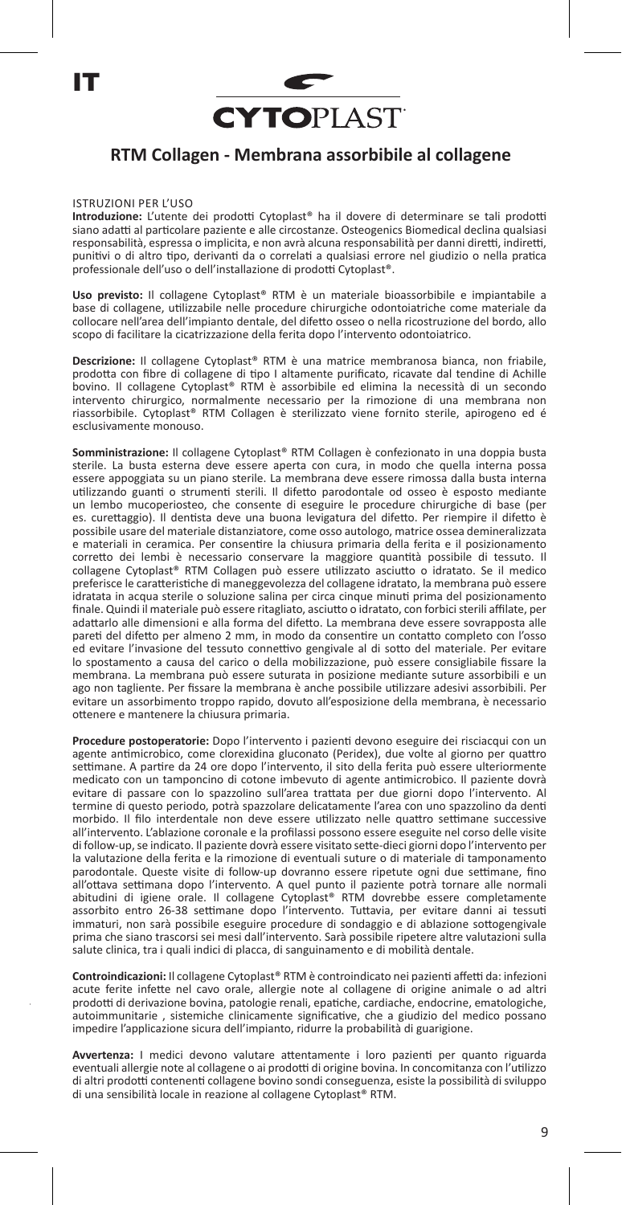IT

CYTOPLAST

## RTM Collagen - Membrana assorbibile al collagene

ISTRUZIONI PER L'USO

**Introduzione:** L'utente dei prodotti Cytoplast® ha il dovere di determinare se tali prodotti siano adatti al particolare paziente e alle circostanze. Osteogenics Biomedical declina qualsiasi responsabilità, espressa o implicita, e non avrà alcuna responsabilità per danni diretti, indiretti, punitivi o di altro tipo, derivanti da o correlati a qualsiasi errore nel giudizio o nella pratica professionale dell'uso o dell'installazione di prodotti Cytoplast®.

**Uso previsto:** Il collagene Cytoplast® RTM è un materiale bioassorbibile e impiantabile a base di collagene, utilizzabile nelle procedure chirurgiche odontoiatriche come materiale da collocare nell'area dell'impianto dentale, del difetto osseo o nella ricostruzione del bordo, allo scopo di facilitare la cicatrizzazione della ferita dopo l'intervento odontoiatrico.

**Descrizione:** Il collagene Cytoplast® RTM è una matrice membranosa bianca, non friabile, prodotta con fibre di collagene di tipo I altamente purificato, ricavate dal tendine di Achille bovino. Il collagene Cytoplast® RTM è assorbibile ed elimina la necessità di un secondo intervento chirurgico, normalmente necessario per la rimozione di una membrana non riassorbibile. Cytoplast® RTM Collagen è sterilizzato viene fornito sterile, apirogeno ed é esclusivamente monouso.

**Somministrazione:** Il collagene Cytoplast® RTM Collagen è confezionato in una doppia busta sterile. La busta esterna deve essere aperta con cura, in modo che quella interna possa essere appoggiata su un piano sterile. La membrana deve essere rimossa dalla busta interna utilizzando guanti o strumenti sterili. Il difetto parodontale od osseo è esposto mediante un lembo mucoperiosteo, che consente di eseguire le procedure chirurgiche di base (per es. curettaggio). Il dentista deve una buona levigatura del difetto. Per riempire il difetto è possibile usare del materiale distanziatore, come osso autologo, matrice ossea demineralizzata e materiali in ceramica. Per consentire la chiusura primaria della ferita e il posizionamento corretto dei lembi è necessario conservare la maggiore quantità possibile di tessuto. Il collagene Cytoplast® RTM Collagen può essere utilizzato asciutto o idratato. Se il medico preferisce le caratteristiche di maneggevolezza del collagene idratato, la membrana può essere idratata in acqua sterile o soluzione salina per circa cinque minuti prima del posizionamento finale. Quindi il materiale può essere ritagliato, asciutto o idratato, con forbici sterili affilate, per adattarlo alle dimensioni e alla forma del difetto. La membrana deve essere sovrapposta alle pareti del difetto per almeno 2 mm, in modo da consentire un contatto completo con l'osso ed evitare l'invasione del tessuto connettivo gengivale al di sotto del materiale. Per evitare lo spostamento a causa del carico o della mobilizzazione, può essere consigliabile fissare la membrana. La membrana può essere suturata in posizione mediante suture assorbibili e un ago non tagliente. Per fissare la membrana è anche possibile utilizzare adesivi assorbibili. Per evitare un assorbimento troppo rapido, dovuto all'esposizione della membrana, è necessario ottenere e mantenere la chiusura primaria.

**Procedure postoperatorie:** Dopo l'intervento i pazienti devono eseguire dei risciacqui con un agente antimicrobico, come clorexidina gluconato (Peridex), due volte al giorno per quattro settimane. A partire da 24 ore dopo l'intervento, il sito della ferita può essere ulteriormente medicato con un tamponcino di cotone imbevuto di agente antimicrobico. Il paziente dovrà evitare di passare con lo spazzolino sull'area trattata per due giorni dopo l'intervento. Al termine di questo periodo, potrà spazzolare delicatamente l'area con uno spazzolino da denti morbido. Il filo interdentale non deve essere utilizzato nelle quattro settimane successive all'intervento. L'ablazione coronale e la profilassi possono essere eseguite nel corso delle visite di follow-up, se indicato. Il paziente dovrà essere visitato sette-dieci giorni dopo l'intervento per la valutazione della ferita e la rimozione di eventuali suture o di materiale di tamponamento parodontale. Queste visite di follow-up dovranno essere ripetute ogni due settimane, fino all'ottava settimana dopo l'intervento. A quel punto il paziente potrà tornare alle normali abitudini di igiene orale. Il collagene Cytoplast® RTM dovrebbe essere completamente assorbito entro 26-38 settimane dopo l'intervento. Tuttavia, per evitare danni ai tessuti immaturi, non sarà possibile eseguire procedure di sondaggio e di ablazione sottogengivale prima che siano trascorsi sei mesi dall'intervento. Sarà possibile ripetere altre valutazioni sulla salute clinica, tra i quali indici di placca, di sanguinamento e di mobilità dentale.

**Controindicazioni:** Il collagene Cytoplast® RTM è controindicato nei pazienti affetti da: infezioni acute ferite infette nel cavo orale, allergie note al collagene di origine animale o ad altri prodotti di derivazione bovina, patologie renali, epatiche, cardiache, endocrine, ematologiche, autoimmunitarie , sistemiche clinicamente significative, che a giudizio del medico possano impedire l'applicazione sicura dell'impianto, ridurre la probabilità di guarigione.

**Avvertenza:** I medici devono valutare attentamente i loro pazienti per quanto riguarda eventuali allergie note al collagene o ai prodotti di origine bovina. In concomitanza con l'utilizzo di altri prodotti contenenti collagene bovino sondi conseguenza, esiste la possibilità di sviluppo di una sensibilità locale in reazione al collagene Cytoplast® RTM.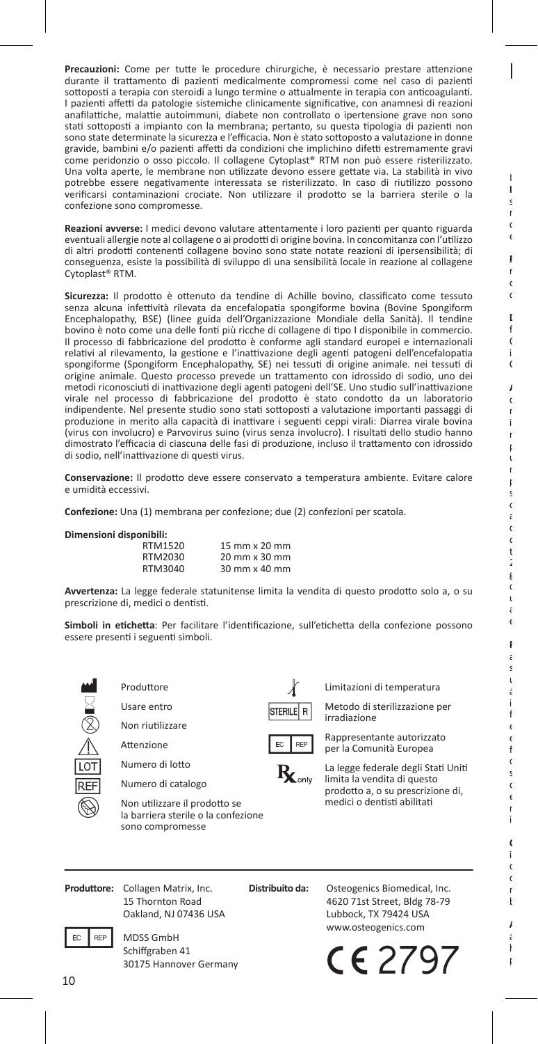**Precauzioni:** Come per tutte le procedure chirurgiche, è necessario prestare attenzione durante il trattamento di pazienti medicalmente compromessi come nel caso di pazienti sottoposti a terapia con steroidi a lungo termine o attualmente in terapia con anticoagulanti. I pazienti affetti da patologie sistemiche clinicamente significative, con anamnesi di reazioni anafilattiche, malattie autoimmuni, diabete non controllato o ipertensione grave non sono stati sottoposti a impianto con la membrana; pertanto, su questa tipologia di pazienti non sono state determinate la sicurezza e l'efficacia. Non è stato sottoposto a valutazione in donne gravide, bambini e/o pazienti affetti da condizioni che implichino difetti estremamente gravi come peridonzio o osso piccolo. Il collagene Cytoplast® RTM non può essere risterilizzato. Una volta aperte, le membrane non utilizzate devono essere gettate via. La stabilità in vivo potrebbe essere negativamente interessata se risterilizzato. In caso di riutilizzo possono verificarsi contaminazioni crociate. Non utilizzare il prodotto se la barriera sterile o la confezione sono compromesse.

**Reazioni avverse:** I medici devono valutare attentamente i loro pazienti per quanto riguarda eventuali allergie note al collagene o ai prodotti di origine bovina. In concomitanza con l'utilizzo di altri prodotti contenenti collagene bovino sono state notate reazioni di ipersensibilità; di conseguenza, esiste la possibilità di sviluppo di una sensibilità locale in reazione al collagene Cytoplast® RTM.

**Sicurezza:** Il prodotto è ottenuto da tendine di Achille bovino, classificato come tessuto senza alcuna infettività rilevata da encefalopatia spongiforme bovina (Bovine Spongiform Encephalopathy, BSE) (linee guida dell'Organizzazione Mondiale della Sanità). Il tendine bovino è noto come una delle fonti più ricche di collagene di tipo I disponibile in commercio. Il processo di fabbricazione del prodotto è conforme agli standard europei e internazionali relativi al rilevamento, la gestione e l'inattivazione degli agenti patogeni dell'encefalopatia spongiforme (Spongiform Encephalopathy, SE) nei tessuti di origine animale. nei tessuti di origine animale. Questo processo prevede un trattamento con idrossido di sodio, uno dei metodi riconosciuti di inattivazione degli agenti patogeni dell'SE. Uno studio sull'inattivazione virale nel processo di fabbricazione del prodotto è stato condotto da un laboratorio indipendente. Nel presente studio sono stati sottoposti a valutazione importanti passaggi di produzione in merito alla capacità di inattivare i seguenti ceppi virali: Diarrea virale bovina (virus con involucro) e Parvovirus suino (virus senza involucro). I risultati dello studio hanno dimostrato l'efficacia di ciascuna delle fasi di produzione, incluso il trattamento con idrossido di sodio, nell'inattivazione di questi virus.

**Conservazione:** Il prodotto deve essere conservato a temperatura ambiente. Evitare calore e umidità eccessivi.

**Confezione:** Una (1) membrana per confezione; due (2) confezioni per scatola.

**Dimensioni disponibili:**

| | |
|---|---|
| RTM1520 | 15 mm x 20 mm |
| RTM2030 | 20 mm x 30 mm |
| RTM3040 | 30 mm x 40 mm |

**Avvertenza:** La legge federale statunitense limita la vendita di questo prodotto solo a, o su prescrizione di, medici o dentisti.

**Simboli in etichetta**: Per facilitare l'identificazione, sull'etichetta della confezione possono essere presenti i seguenti simboli.

- Produttore
- Usare entro
- Non riutilizzare
- Attenzione
- LOT – Numero di lotto
- REF – Numero di catalogo
- Non utilizzare il prodotto se la barriera sterile o la confezione sono compromesse
- Limitazioni di temperatura
- STERILE R – Metodo di sterilizzazione per irradiazione
- EC REP – Rappresentante autorizzato per la Comunità Europea
- Rx only – La legge federale degli Stati Uniti limita la vendita di questo prodotto a, o su prescrizione di, medici o dentisti abilitati

**Produttore:** Collagen Matrix, Inc.
15 Thornton Road
Oakland, NJ 07436 USA

EC REP
MDSS GmbH
Schiffgraben 41
30175 Hannover Germany

**Distribuito da:** Osteogenics Biomedical, Inc.
4620 71st Street, Bldg 78-79
Lubbock, TX 79424 USA
www.osteogenics.com

CE 2797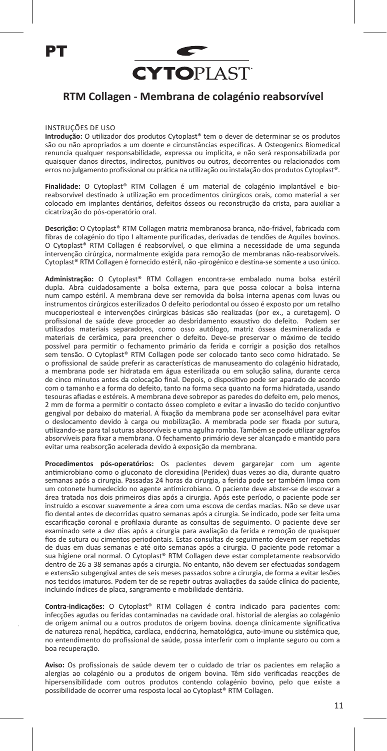PT

**CYTOPLAST**

## RTM Collagen - Membrana de colagénio reabsorvível

INSTRUÇÕES DE USO

**Introdução:** O utilizador dos produtos Cytoplast® tem o dever de determinar se os produtos são ou não apropriados a um doente e circunstâncias específicas. A Osteogenics Biomedical renuncia qualquer responsabilidade, expressa ou implícita, e não será responsabilizada por quaisquer danos directos, indirectos, punitivos ou outros, decorrentes ou relacionados com erros no julgamento profissional ou prática na utilização ou instalação dos produtos Cytoplast®.

**Finalidade:** O Cytoplast® RTM Collagen é um material de colagénio implantável e bio-reabsorvível destinado à utilização em procedimentos cirúrgicos orais, como material a ser colocado em implantes dentários, defeitos ósseos ou reconstrução da crista, para auxiliar a cicatrização do pós-operatório oral.

**Descrição:** O Cytoplast® RTM Collagen matriz membranosa branca, não-friável, fabricada com fibras de colagénio do tipo I altamente purificadas, derivadas de tendões de Aquiles bovinos. O Cytoplast® RTM Collagen é reabsorvível, o que elimina a necessidade de uma segunda intervenção cirúrgica, normalmente exigida para remoção de membranas não-reabsorvíveis. Cytoplast® RTM Collagen é fornecido estéril, não -pirogénico e destina-se somente a uso único.

**Administração:** O Cytoplast® RTM Collagen encontra-se embalado numa bolsa estéril dupla. Abra cuidadosamente a bolsa externa, para que possa colocar a bolsa interna num campo estéril. A membrana deve ser removida da bolsa interna apenas com luvas ou instrumentos cirúrgicos esterilizados O defeito periodontal ou ósseo é exposto por um retalho mucoperiosteal e intervenções cirúrgicas básicas são realizadas (por ex., a curetagem). O profissional de saúde deve proceder ao desbridamento exaustivo do defeito. Podem ser utilizados materiais separadores, como osso autólogo, matriz óssea desmineralizada e materiais de cerâmica, para preencher o defeito. Deve-se preservar o máximo de tecido possível para permitir o fechamento primário da ferida e corrigir a posição dos retalhos sem tensão. O Cytoplast® RTM Collagen pode ser colocado tanto seco como hidratado. Se o profissional de saúde preferir as características de manuseamento do colagénio hidratado, a membrana pode ser hidratada em água esterilizada ou em solução salina, durante cerca de cinco minutos antes da colocação final. Depois, o dispositivo pode ser aparado de acordo com o tamanho e a forma do defeito, tanto na forma seca quanto na forma hidratada, usando tesouras afiadas e estéreis. A membrana deve sobrepor as paredes do defeito em, pelo menos, 2 mm de forma a permitir o contacto ósseo completo e evitar a invasão do tecido conjuntivo gengival por debaixo do material. A fixação da membrana pode ser aconselhável para evitar o deslocamento devido à carga ou mobilização. A membrada pode ser fixada por sutura, utilizando-se para tal suturas absorvíveis e uma agulha romba. Também se pode utilizar agrafos absorvíveis para fixar a membrana. O fechamento primário deve ser alcançado e mantido para evitar uma reabsorção acelerada devido à exposição da membrana.

**Procedimentos pós-operatórios:** Os pacientes devem gargarejar com um agente antimicrobiano como o gluconato de clorexidina (Peridex) duas vezes ao dia, durante quatro semanas após a cirurgia. Passadas 24 horas da cirurgia, a ferida pode ser também limpa com um cotonete humedecido no agente antimicrobiano. O paciente deve abster-se de escovar a área tratada nos dois primeiros dias após a cirurgia. Após este período, o paciente pode ser instruído a escovar suavemente a área com uma escova de cerdas macias. Não se deve usar fio dental antes de decorridas quatro semanas após a cirurgia. Se indicado, pode ser feita uma escarificação coronal e profilaxia durante as consultas de seguimento. O paciente deve ser examinado sete a dez dias após a cirurgia para avaliação da ferida e remoção de quaisquer fios de sutura ou cimentos periodontais. Estas consultas de seguimento devem ser repetidas de duas em duas semanas e até oito semanas após a cirurgia. O paciente pode retomar a sua higiene oral normal. O Cytoplast® RTM Collagen deve estar completamente reabsorvido dentro de 26 a 38 semanas após a cirurgia. No entanto, não devem ser efectuadas sondagem e extensão subgengival antes de seis meses passados sobre a cirurgia, de forma a evitar lesões nos tecidos imaturos. Podem ter de se repetir outras avaliações da saúde clínica do paciente, incluindo índices de placa, sangramento e mobilidade dentária.

**Contra-indicações:** O Cytoplast® RTM Collagen é contra indicado para pacientes com: infecções agudas ou feridas contaminadas na cavidade oral. historial de alergias ao colagénio de origem animal ou a outros produtos de origem bovina. doença clinicamente significativa de natureza renal, hepática, cardíaca, endócrina, hematológica, auto-imune ou sistémica que, no entendimento do profissional de saúde, possa interferir com o implante seguro ou com a boa recuperação.

**Aviso:** Os profissionais de saúde devem ter o cuidado de triar os pacientes em relação a alergias ao colagénio ou a produtos de origem bovina. Têm sido verificadas reacções de hipersensibilidade com outros produtos contendo colagénio bovino, pelo que existe a possibilidade de ocorrer uma resposta local ao Cytoplast® RTM Collagen.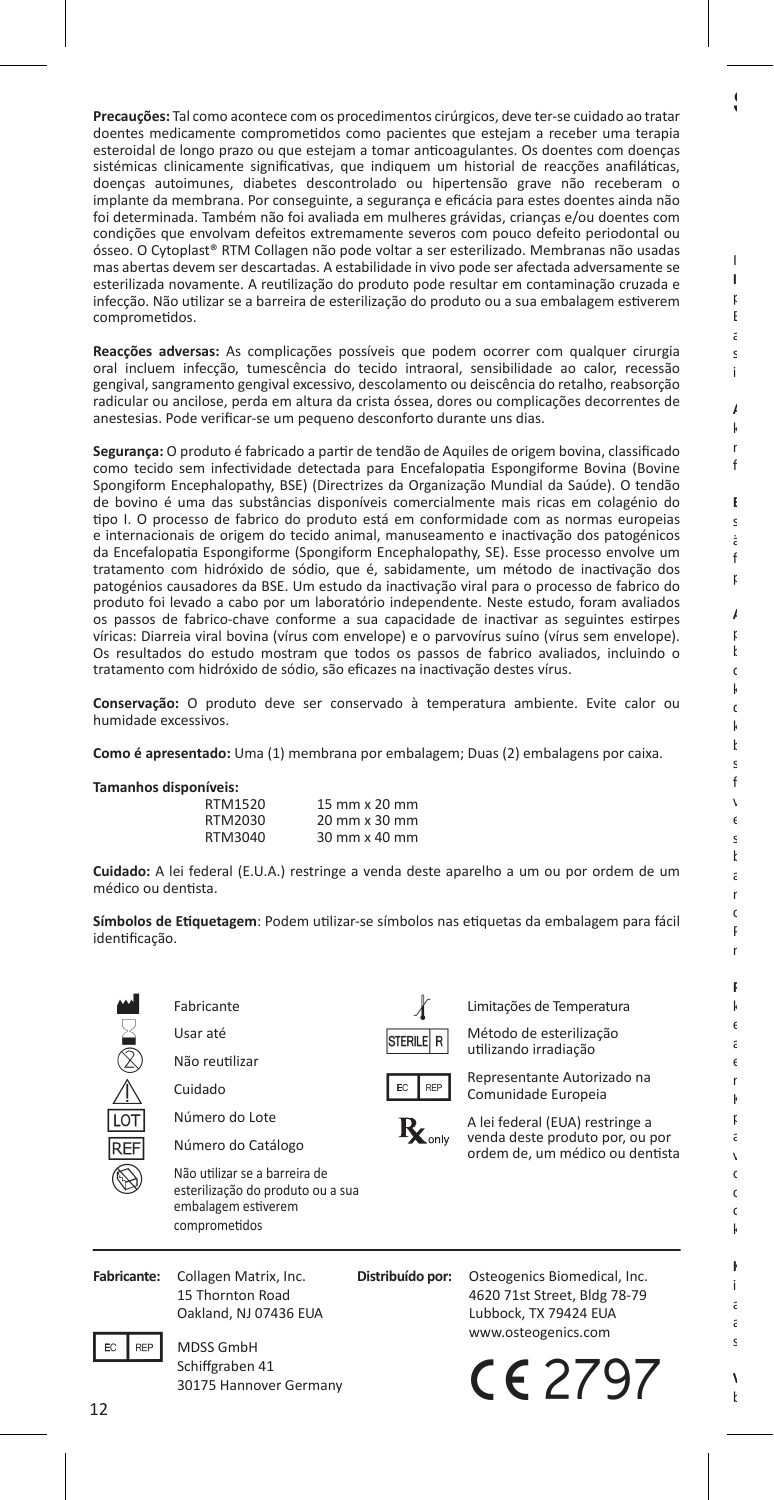**Precauções:** Tal como acontece com os procedimentos cirúrgicos, deve ter-se cuidado ao tratar doentes medicamente comprometidos como pacientes que estejam a receber uma terapia esteroidal de longo prazo ou que estejam a tomar anticoagulantes. Os doentes com doenças sistémicas clinicamente significativas, que indiquem um historial de reacções anafiláticas, doenças autoimunes, diabetes descontrolado ou hipertensão grave não receberam o implante da membrana. Por conseguinte, a segurança e eficácia para estes doentes ainda não foi determinada. Também não foi avaliada em mulheres grávidas, crianças e/ou doentes com condições que envolvam defeitos extremamente severos com pouco defeito periodontal ou ósseo. O Cytoplast® RTM Collagen não pode voltar a ser esterilizado. Membranas não usadas mas abertas devem ser descartadas. A estabilidade in vivo pode ser afectada adversamente se esterilizada novamente. A reutilização do produto pode resultar em contaminação cruzada e infecção. Não utilizar se a barreira de esterilização do produto ou a sua embalagem estiverem comprometidos.

**Reacções adversas:** As complicações possíveis que podem ocorrer com qualquer cirurgia oral incluem infecção, tumescência do tecido intraoral, sensibilidade ao calor, recessão gengival, sangramento gengival excessivo, descolamento ou deiscência do retalho, reabsorção radicular ou ancilose, perda em altura da crista óssea, dores ou complicações decorrentes de anestesias. Pode verificar-se um pequeno desconforto durante uns dias.

**Segurança:** O produto é fabricado a partir de tendão de Aquiles de origem bovina, classificado como tecido sem infectividade detectada para Encefalopatia Espongiforme Bovina (Bovine Spongiform Encephalopathy, BSE) (Directrizes da Organização Mundial da Saúde). O tendão de bovino é uma das substâncias disponíveis comercialmente mais ricas em colagénio do tipo I. O processo de fabrico do produto está em conformidade com as normas europeias e internacionais de origem do tecido animal, manuseamento e inactivação dos patogénicos da Encefalopatia Espongiforme (Spongiform Encephalopathy, SE). Esse processo envolve um tratamento com hidróxido de sódio, que é, sabidamente, um método de inactivação dos patogénios causadores da BSE. Um estudo da inactivação viral para o processo de fabrico do produto foi levado a cabo por um laboratório independente. Neste estudo, foram avaliados os passos de fabrico-chave conforme a sua capacidade de inactivar as seguintes estirpes víricas: Diarreia viral bovina (vírus com envelope) e o parvovírus suíno (vírus sem envelope). Os resultados do estudo mostram que todos os passos de fabrico avaliados, incluindo o tratamento com hidróxido de sódio, são eficazes na inactivação destes vírus.

**Conservação:** O produto deve ser conservado à temperatura ambiente. Evite calor ou humidade excessivos.

**Como é apresentado:** Uma (1) membrana por embalagem; Duas (2) embalagens por caixa.

**Tamanhos disponíveis:**

| | |
|---|---|
| RTM1520 | 15 mm x 20 mm |
| RTM2030 | 20 mm x 30 mm |
| RTM3040 | 30 mm x 40 mm |

**Cuidado:** A lei federal (E.U.A.) restringe a venda deste aparelho a um ou por ordem de um médico ou dentista.

**Símbolos de Etiquetagem**: Podem utilizar-se símbolos nas etiquetas da embalagem para fácil identificação.

- Fabricante
- Usar até
- Não reutilizar
- Cuidado
- LOT – Número do Lote
- REF – Número do Catálogo
- Não utilizar se a barreira de esterilização do produto ou a sua embalagem estiverem comprometidos
- Limitações de Temperatura
- STERILE R – Método de esterilização utilizando irradiação
- EC REP – Representante Autorizado na Comunidade Europeia
- Rx only – A lei federal (EUA) restringe a venda deste produto por, ou por ordem de, um médico ou dentista

**Fabricante:** Collagen Matrix, Inc.
15 Thornton Road
Oakland, NJ 07436 EUA

EC REP MDSS GmbH
Schiffgraben 41
30175 Hannover Germany

**Distribuído por:** Osteogenics Biomedical, Inc.
4620 71st Street, Bldg 78-79
Lubbock, TX 79424 EUA
www.osteogenics.com

CE 2797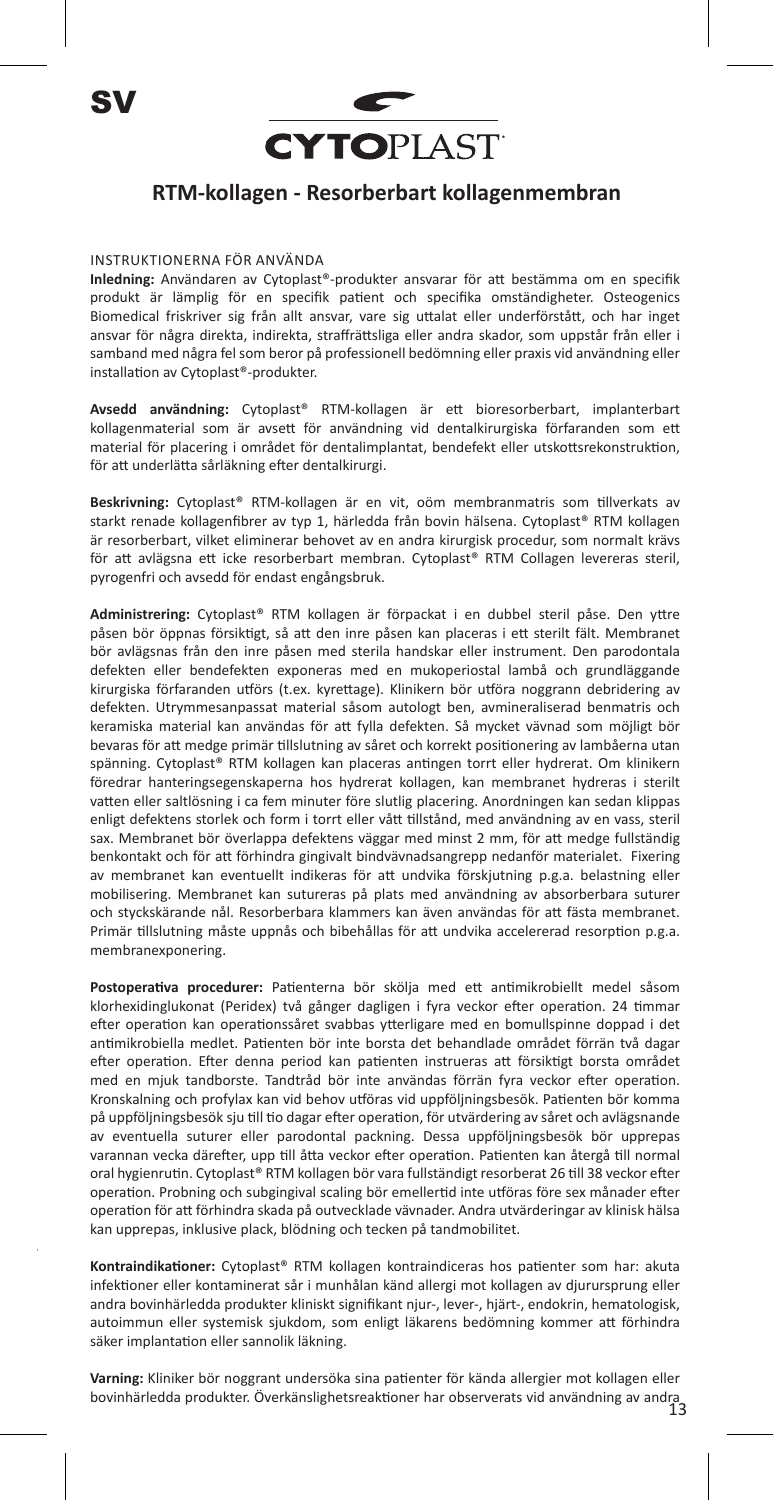SV

**CYTOPLAST**

## RTM-kollagen - Resorberbart kollagenmembran

INSTRUKTIONERNA FÖR ANVÄNDA

**Inledning:** Användaren av Cytoplast®-produkter ansvarar för att bestämma om en specifik produkt är lämplig för en specifik patient och specifika omständigheter. Osteogenics Biomedical friskriver sig från allt ansvar, vare sig uttalat eller underförstått, och har inget ansvar för några direkta, indirekta, straffrättsliga eller andra skador, som uppstår från eller i samband med några fel som beror på professionell bedömning eller praxis vid användning eller installation av Cytoplast®-produkter.

**Avsedd användning:** Cytoplast® RTM-kollagen är ett bioresorberbart, implanterbart kollagenmaterial som är avsett för användning vid dentalkirurgiska förfaranden som ett material för placering i området för dentalimplantat, bendefekt eller utskottsrekonstruktion, för att underlätta sårläkning efter dentalkirurgi.

**Beskrivning:** Cytoplast® RTM-kollagen är en vit, oöm membranmatris som tillverkats av starkt renade kollagenfibrer av typ 1, härledda från bovin hälsena. Cytoplast® RTM kollagen är resorberbart, vilket eliminerar behovet av en andra kirurgisk procedur, som normalt krävs för att avlägsna ett icke resorberbart membran. Cytoplast® RTM Collagen levereras steril, pyrogenfri och avsedd för endast engångsbruk.

**Administrering:** Cytoplast® RTM kollagen är förpackat i en dubbel steril påse. Den yttre påsen bör öppnas försiktigt, så att den inre påsen kan placeras i ett sterilt fält. Membranet bör avlägsnas från den inre påsen med sterila handskar eller instrument. Den parodontala defekten eller bendefekten exponeras med en mukoperiostal lambå och grundläggande kirurgiska förfaranden utförs (t.ex. kyrettage). Klinikern bör utföra noggrann debridering av defekten. Utrymmesanpassat material såsom autologt ben, avmineraliserad benmatris och keramiska material kan användas för att fylla defekten. Så mycket vävnad som möjligt bör bevaras för att medge primär tillslutning av såret och korrekt positionering av lambåerna utan spänning. Cytoplast® RTM kollagen kan placeras antingen torrt eller hydrerat. Om klinikern föredrar hanteringsegenskaperna hos hydrerat kollagen, kan membranet hydreras i sterilt vatten eller saltlösning i ca fem minuter före slutlig placering. Anordningen kan sedan klippas enligt defektens storlek och form i torrt eller vått tillstånd, med användning av en vass, steril sax. Membranet bör överlappa defektens väggar med minst 2 mm, för att medge fullständig benkontakt och för att förhindra gingivalt bindvävnadsangrepp nedanför materialet. Fixering av membranet kan eventuellt indikeras för att undvika förskjutning p.g.a. belastning eller mobilisering. Membranet kan sutureras på plats med användning av absorberbara suturer och styckskärande nål. Resorberbara klammers kan även användas för att fästa membranet. Primär tillslutning måste uppnås och bibehållas för att undvika accelererad resorption p.g.a. membranexponering.

**Postoperativa procedurer:** Patienterna bör skölja med ett antimikrobiellt medel såsom klorhexidinglukonat (Peridex) två gånger dagligen i fyra veckor efter operation. 24 timmar efter operation kan operationssåret svabbas ytterligare med en bomullspinne doppad i det antimikrobiella medlet. Patienten bör inte borsta det behandlade området förrän två dagar efter operation. Efter denna period kan patienten instrueras att försiktigt borsta området med en mjuk tandborste. Tandtråd bör inte användas förrän fyra veckor efter operation. Kronskalning och profylax kan vid behov utföras vid uppföljningsbesök. Patienten bör komma på uppföljningsbesök sju till tio dagar efter operation, för utvärdering av såret och avlägsnande av eventuella suturer eller parodontal packning. Dessa uppföljningsbesök bör upprepas varannan vecka därefter, upp till åtta veckor efter operation. Patienten kan återgå till normal oral hygienrutin. Cytoplast® RTM kollagen bör vara fullständigt resorberat 26 till 38 veckor efter operation. Probning och subgingival scaling bör emellertid inte utföras före sex månader efter operation för att förhindra skada på outvecklade vävnader. Andra utvärderingar av klinisk hälsa kan upprepas, inklusive plack, blödning och tecken på tandmobilitet.

**Kontraindikationer:** Cytoplast® RTM kollagen kontraindiceras hos patienter som har: akuta infektioner eller kontaminerat sår i munhålan känd allergi mot kollagen av djurursprung eller andra bovinhärledda produkter kliniskt signifikant njur-, lever-, hjärt-, endokrin, hematologisk, autoimmun eller systemisk sjukdom, som enligt läkarens bedömning kommer att förhindra säker implantation eller sannolik läkning.

**Varning:** Kliniker bör noggrant undersöka sina patienter för kända allergier mot kollagen eller bovinhärledda produkter. Överkänslighetsreaktioner har observerats vid användning av andra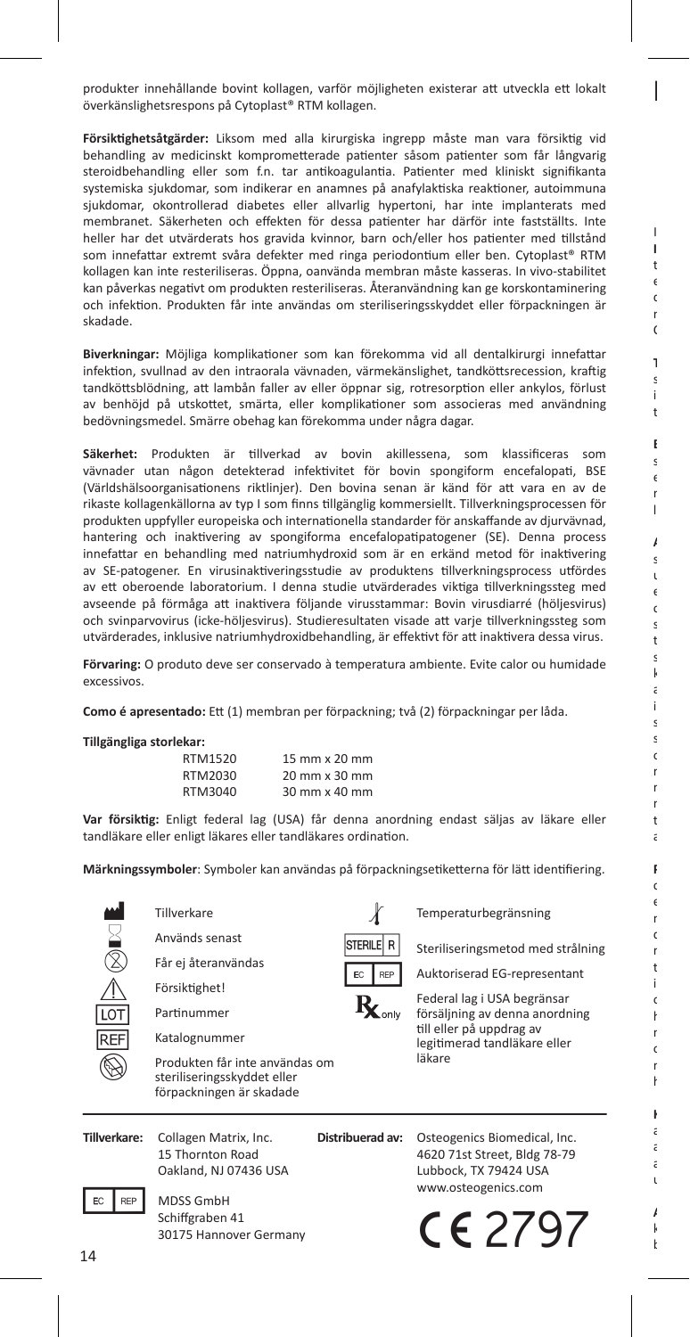produkter innehållande bovint kollagen, varför möjligheten existerar att utveckla ett lokalt överkänslighetsrespons på Cytoplast® RTM kollagen.

**Försiktighetsåtgärder:** Liksom med alla kirurgiska ingrepp måste man vara försiktig vid behandling av medicinskt komprometterade patienter såsom patienter som får långvarig steroidbehandling eller som t.ex. tar antikoagulantia. Patienter med kliniskt signifikanta systemiska sjukdomar, som indikerar en anamnes på anafylaktiska reaktioner, autoimmuna sjukdomar, okontrollerad diabetes eller allvarlig hypertoni, har inte implanterats med membranet. Säkerheten och effekten för dessa patienter har därför inte fastställts. Inte heller har det utvärderats hos gravida kvinnor, barn och/eller hos patienter med tillstånd som innefattar extremt svåra defekter med ringa periodontium eller ben. Cytoplast® RTM kollagen kan inte resteriliseras. Öppna, oanvända membran måste kasseras. In vivo-stabilitet kan påverkas negativt om produkten resteriliseras. Återanvändning kan ge korskontaminering och infektion. Produkten får inte användas om steriliseringsskyddet eller förpackningen är skadade.

**Biverkningar:** Möjliga komplikationer som kan förekomma vid all dentalkirurgi innefattar infektion, svullnad av den intraorala vävnaden, värmekänslighet, tandköttsrecession, kraftig tandköttsblödning, att lambån faller av eller öppnar sig, rotresorption eller ankylos, förlust av benhöjd på utskottet, smärta, eller komplikationer som associeras med användning bedövningsmedel. Smärre obehag kan förekomma under några dagar.

**Säkerhet:** Produkten är tillverkad av bovin akillessena, som klassificeras som vävnader utan någon detekterad infektivitet för bovin spongiform encefalopati, BSE (Världshälsoorganisationens riktlinjer). Den bovina senan är känd för att vara en av de rikaste kollagenkällorna av typ I som finns tillgänglig kommersiellt. Tillverkningsprocessen för produkten uppfyller europeiska och internationella standarder för anskaffande av djurvävnad, hantering och inaktivering av spongiforma encefalopatipatogener (SE). Denna process innefattar en behandling med natriumhydroxid som är en erkänd metod för inaktivering av SE-patogener. En virusinaktiveringsstudie av produktens tillverkningsprocess utfördes av ett oberoende laboratorium. I denna studie utvärderades viktiga tillverkningssteg med avseende på förmåga att inaktivera följande virusstammar: Bovin virusdiarré (höljesvirus) och svinparvovirus (icke-höljesvirus). Studieresultaten visade att varje tillverkningssteg som utvärderades, inklusive natriumhydroxidbehandling, är effektivt för att inaktivera dessa virus.

**Förvaring:** O produto deve ser conservado à temperatura ambiente. Evite calor ou humidade excessivos.

**Como é apresentado:** Ett (1) membran per förpackning; två (2) förpackningar per låda.

**Tillgängliga storlekar:**

| | |
|---|---|
| RTM1520 | 15 mm x 20 mm |
| RTM2030 | 20 mm x 30 mm |
| RTM3040 | 30 mm x 40 mm |

**Var försiktig:** Enligt federal lag (USA) får denna anordning endast säljas av läkare eller tandläkare eller enligt läkares eller tandläkares ordination.

**Märkningssymboler**: Symboler kan användas på förpackningsetiketterna för lätt identifiering.

- Tillverkare
- Används senast
- Får ej återanvändas
- Försiktighet!
- LOT – Partinummer
- REF – Katalognummer
- Produkten får inte användas om steriliseringsskyddet eller förpackningen är skadade
- Temperaturbegränsning
- STERILE R – Steriliseringsmetod med strålning
- EC REP – Auktoriserad EG-representant
- Rx only – Federal lag i USA begränsar försäljning av denna anordning till eller på uppdrag av legitimerad tandläkare eller läkare

**Tillverkare:** Collagen Matrix, Inc.
15 Thornton Road
Oakland, NJ 07436 USA

EC REP MDSS GmbH
Schiffgraben 41
30175 Hannover Germany

**Distribuerad av:** Osteogenics Biomedical, Inc.
4620 71st Street, Bldg 78-79
Lubbock, TX 79424 USA
www.osteogenics.com

CE 2797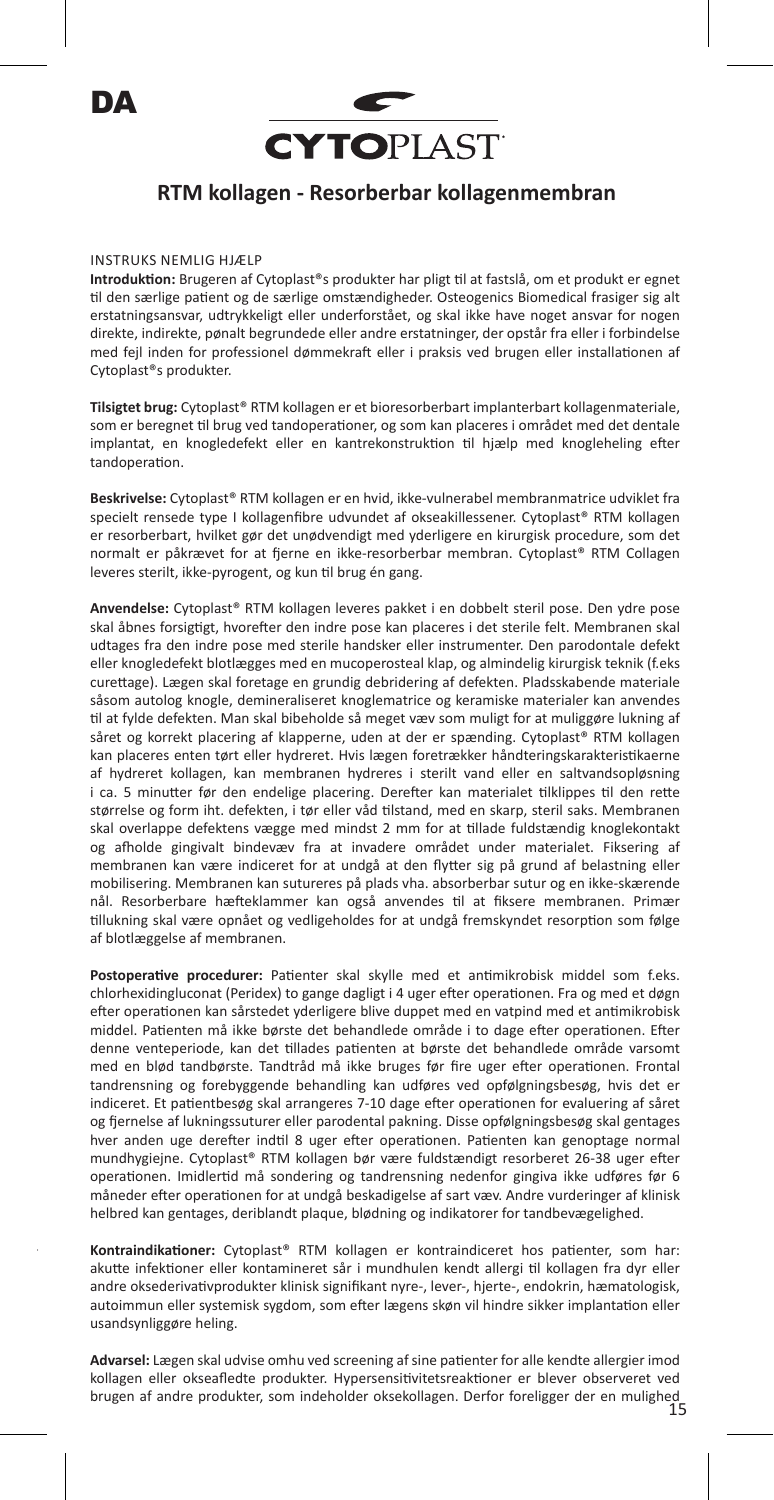DA

CYTOPLAST

## RTM kollagen - Resorberbar kollagenmembran

INSTRUKS NEMLIG HJÆLP

**Introduktion:** Brugeren af Cytoplast®s produkter har pligt til at fastslå, om et produkt er egnet til den særlige patient og de særlige omstændigheder. Osteogenics Biomedical frasiger sig alt erstatningsansvar, udtrykkeligt eller underforstået, og skal ikke have noget ansvar for nogen direkte, indirekte, pønalt begrundede eller andre erstatninger, der opstår fra eller i forbindelse med fejl inden for professionel dømmekraft eller i praksis ved brugen eller installationen af Cytoplast®s produkter.

**Tilsigtet brug:** Cytoplast® RTM kollagen er et bioresorberbart implanterbart kollagenmateriale, som er beregnet til brug ved tandoperationer, og som kan placeres i området med det dentale implantat, en knogledefekt eller en kantrekonstruktion til hjælp med knogleheling efter tandoperation.

**Beskrivelse:** Cytoplast® RTM kollagen er en hvid, ikke-vulnerabel membranmatrice udviklet fra specielt rensede type I kollagenfibre udvundet af okseakillessener. Cytoplast® RTM kollagen er resorberbart, hvilket gør det unødvendigt med yderligere en kirurgisk procedure, som det normalt er påkrævet for at fjerne en ikke-resorberbar membran. Cytoplast® RTM Collagen leveres sterilt, ikke-pyrogent, og kun til brug én gang.

**Anvendelse:** Cytoplast® RTM kollagen leveres pakket i en dobbelt steril pose. Den ydre pose skal åbnes forsigtigt, hvorefter den indre pose kan placeres i det sterile felt. Membranen skal udtages fra den indre pose med sterile handsker eller instrumenter. Den parodontale defekt eller knogledefekt blotlægges med en mucoperosteal klap, og almindelig kirurgisk teknik (f.eks curettage). Lægen skal foretage en grundig debridering af defekten. Pladsskabende materiale såsom autolog knogle, demineraliseret knoglematrice og keramiske materialer kan anvendes til at fylde defekten. Man skal bibeholde så meget væv som muligt for at muliggøre lukning af såret og korrekt placering af klapperne, uden at der er spænding. Cytoplast® RTM kollagen kan placeres enten tørt eller hydreret. Hvis lægen foretrækker håndteringskarakteristikaerne af hydreret kollagen, kan membranen hydreres i sterilt vand eller en saltvandsopløsning i ca. 5 minutter før den endelige placering. Derefter kan materialet tilklippes til den rette størrelse og form iht. defekten, i tør eller våd tilstand, med en skarp, steril saks. Membranen skal overlappe defektens vægge med mindst 2 mm for at tillade fuldstændig knoglekontakt og afholde gingivalt bindevæv fra at invadere området under materialet. Fiksering af membranen kan være indiceret for at undgå at den flytter sig på grund af belastning eller mobilisering. Membranen kan sutureres på plads vha. absorberbar sutur og en ikke-skærende nål. Resorberbare hækteklammer kan også anvendes til at fiksere membranen. Primær tillukning skal være opnået og vedligeholdes for at undgå fremskyndet resorption som følge af blotlæggelse af membranen.

**Postoperative procedurer:** Patienter skal skylle med et antimikrobisk middel som f.eks. chlorhexidingluconat (Peridex) to gange dagligt i 4 uger efter operationen. Fra og med et døgn efter operationen kan sårstedet yderligere blive duppet med en vatpind med et antimikrobisk middel. Patienten må ikke børste det behandlede område i to dage efter operationen. Efter denne venteperiode, kan det tillades patienten at børste det behandlede område varsomt med en blød tandbørste. Tandtråd må ikke bruges før fire uger efter operationen. Frontal tandrensning og forebyggende behandling kan udføres ved opfølgningsbesøg, hvis det er indiceret. Et patientbesøg skal arrangeres 7-10 dage efter operationen for evaluering af såret og fjernelse af lukningssuturer eller parodental pakning. Disse opfølgningsbesøg skal gentages hver anden uge derefter indtil 8 uger efter operationen. Patienten kan genoptage normal mundhygiejne. Cytoplast® RTM kollagen bør være fuldstændigt resorberet 26-38 uger efter operationen. Imidlertid må sondering og tandrensning nedenfor gingiva ikke udføres før 6 måneder efter operationen for at undgå beskadigelse af sart væv. Andre vurderinger af klinisk helbred kan gentages, deriblandt plaque, blødning og indikatorer for tandbevægelighed.

**Kontraindikationer:** Cytoplast® RTM kollagen er kontraindiceret hos patienter, som har: akutte infektioner eller kontaminerede sår i mundhulen kendt allergi til kollagen fra dyr eller andre oksederivativprodukter klinisk signifikant nyre-, lever-, hjerte-, endokrin, hæmatologisk, autoimmun eller systemisk sygdom, som efter lægens skøn vil hindre sikker implantation eller usandsynliggøre heling.

**Advarsel:** Lægen skal udvise omhu ved screening af sine patienter for alle kendte allergier imod kollagen eller okseafledte produkter. Hypersensitivitetsreaktioner er blevet observeret ved brugen af andre produkter, som indeholder oksekollagen. Derfor foreligger der en mulighed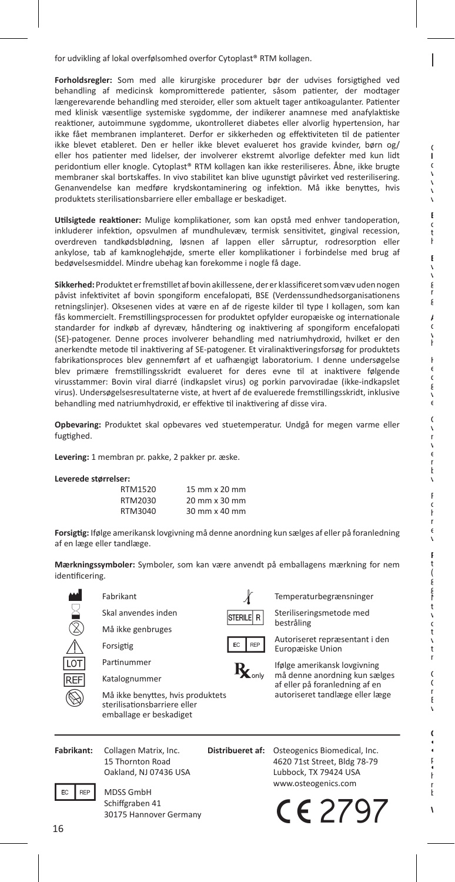for udvikling af lokal overfølsomhed overfor Cytoplast® RTM kollagen.

**Forholdsregler:** Som med alle kirurgiske procedurer bør der udvises forsigtighed ved behandling af medicinsk kompromitterede patienter, såsom patienter, der modtager længerevarende behandling med steroider, eller som aktuelt tager antikoagulanter. Patienter med klinisk væsentlige systemiske sygdomme, der indikerer anamnese med anafylaktiske reaktioner, autoimmune sygdomme, ukontrolleret diabetes eller alvorlig hypertension, har ikke fået membranen implanteret. Derfor er sikkerheden og effektiviteten til de patienter ikke blevet etableret. Den er heller ikke blevet evalueret hos gravide kvinder, børn og/eller hos patienter med lidelser, der involverer ekstremt alvorlige defekter med kun lidt peridontium eller knogle. Cytoplast® RTM kollagen kan ikke resteriliseres. Åbne, ikke brugte membraner skal bortskaffes. In vivo stabilitet kan blive ugunstigt påvirket ved resterilisering. Genanvendelse kan medføre krydskontaminering og infektion. Må ikke benyttes, hvis produktets sterilisationsbarriere eller emballage er beskadiget.

**Utilsigtede reaktioner:** Mulige komplikationer, som kan opstå med enhver tandoperation, inkluderer infektion, opsvulmen af mundhulevæv, termisk sensitivitet, gingival recession, overdreven tandkødsblødning, løsnen af lappen eller sårruptur, rodresorption eller ankylose, tab af kamknoglehøjde, smerte eller komplikationer i forbindelse med brug af bedøvelsesmiddel. Mindre ubehag kan forekomme i nogle få dage.

**Sikkerhed:** Produktet er fremstillet af bovin akillessene, der er klassificeret som væv uden nogen påvist infektivitet af bovin spongiform encefalopati, BSE (Verdenssundhedsorganisationens retningslinjer). Oksesenen vides at være en af de rigeste kilder til type I kollagen, som kan fås kommercielt. Fremstillingsprocessen for produktet opfylder europæiske og internationale standarder for indkøb af dyrevæv, håndtering og inaktivering af spongiform encefalopati (SE)-patogener. Denne proces involverer behandling med natriumhydroxid, hvilket er den anerkendte metode til inaktivering af SE-patogener. Et viralinaktiveringsforsøg for produktets fabrikationsproces blev gennemført af et uafhængigt laboratorium. I denne undersøgelse blev primære fremstillingsskridt evalueret for deres evne til at inaktivere følgende virusstammer: Bovin viral diarré (indkapslet virus) og porkin parvoviradae (ikke-indkapslet virus). Undersøgelsesresultaterne viste, at hvert af de evaluerede fremstillingsskridt, inklusive behandling med natriumhydroxid, er effektive til inaktivering af disse vira.

**Opbevaring:** Produktet skal opbevares ved stuetemperatur. Undgå for megen varme eller fugtighed.

**Levering:** 1 membran pr. pakke, 2 pakker pr. æske.

**Leverede størrelser:**

| | |
|---|---|
| RTM1520 | 15 mm x 20 mm |
| RTM2030 | 20 mm x 30 mm |
| RTM3040 | 30 mm x 40 mm |

**Forsigtig:** Ifølge amerikansk lovgivning må denne anordning kun sælges af eller på foranledning af en læge eller tandlæge.

**Mærkningssymboler:** Symboler, som kan være anvendt på emballagens mærkning for nem identifikation.

- Fabrikant
- Skal anvendes inden
- Må ikke genbruges
- Forsigtig
- LOT: Partinummer
- REF: Katalognummer
- Må ikke benyttes, hvis produktets sterilisationsbarriere eller emballage er beskadiget
- Temperaturbegrænsninger
- STERILE R: Steriliseringsmetode med bestråling
- EC REP: Autoriseret repræsentant i den Europæiske Union
- Rx only: Ifølge amerikansk lovgivning må denne anordning kun sælges af eller på foranledning af en autoriseret tandlæge eller læge

**Fabrikant:** Collagen Matrix, Inc.
15 Thornton Road
Oakland, NJ 07436 USA

EC REP: MDSS GmbH
Schiffgraben 41
30175 Hannover Germany

**Distribueret af:** Osteogenics Biomedical, Inc.
4620 71st Street, Bldg 78-79
Lubbock, TX 79424 USA
www.osteogenics.com

CE 2797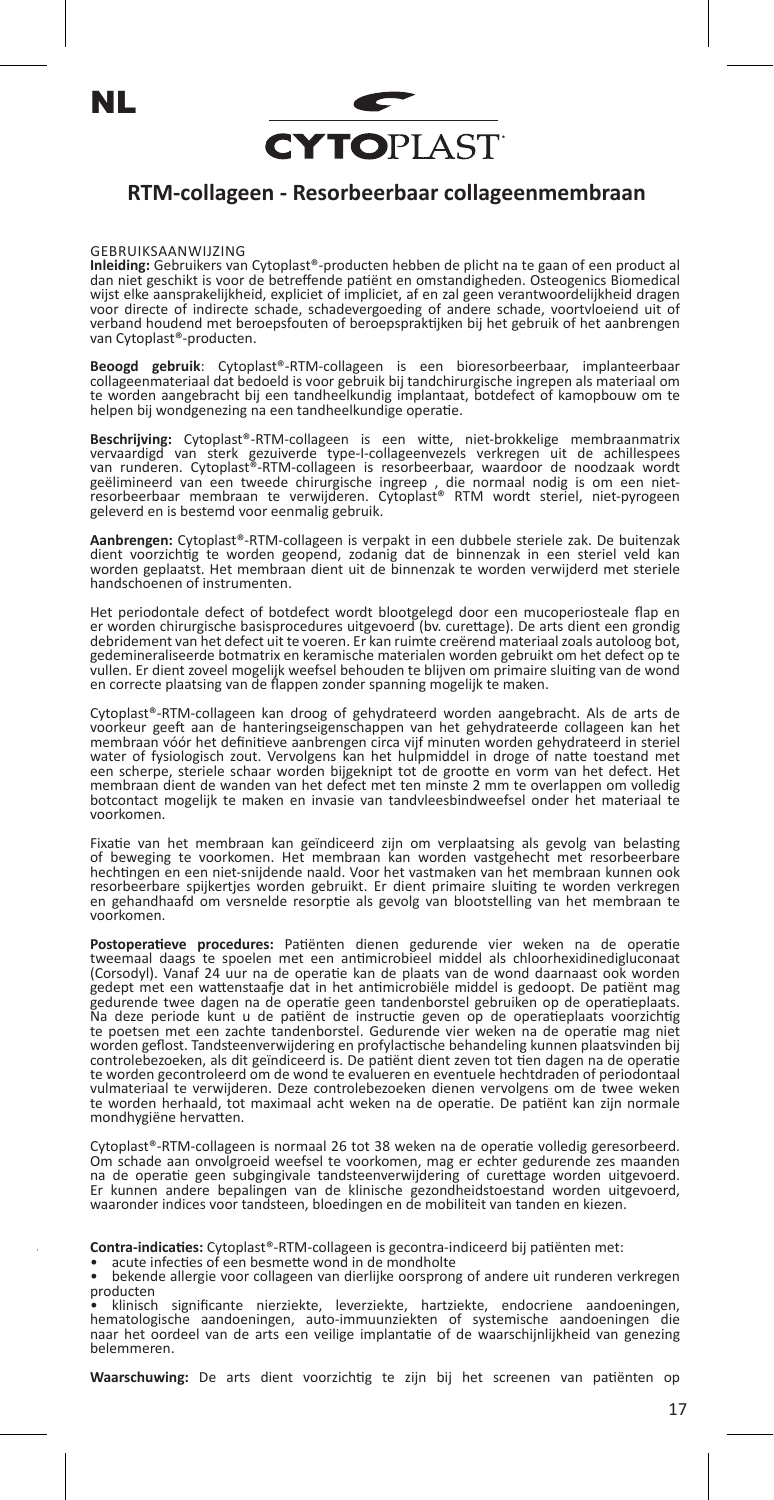NL

CYTOPLAST

## RTM-collageen - Resorbeerbaar collageenmembraan

GEBRUIKSAANWIJZING

**Inleiding:** Gebruikers van Cytoplast®-producten hebben de plicht na te gaan of een product al dan niet geschikt is voor de betreffende patiënt en omstandigheden. Osteogenics Biomedical wijst elke aansprakelijkheid, expliciet of impliciet, af en zal geen verantwoordelijkheid dragen voor directe of indirecte schade, schadevergoeding of andere schade, voortvloeiend uit of verband houdend met beroepsfouten of beroepspraktijken bij het gebruik of het aanbrengen van Cytoplast®-producten.

**Beoogd gebruik**: Cytoplast®-RTM-collageen is een bioresorbeerbaar, implanteerbaar collageenmateriaal dat bedoeld is voor gebruik bij tandchirurgische ingrepen als materiaal om te worden aangebracht bij een tandheelkundig implantaat, botdefect of kamopbouw om te helpen bij wondgenezing na een tandheelkundige operatie.

**Beschrijving:** Cytoplast®-RTM-collageen is een witte, niet-brokkelige membraanmatrix vervaardigd van sterk gezuiverde type-I-collageenvezels verkregen uit de achillespees van runderen. Cytoplast®-RTM-collageen is resorbeerbaar, waardoor de noodzaak wordt geëlimineerd van een tweede chirurgische ingreep , die normaal nodig is om een niet-resorbeerbaar membraan te verwijderen. Cytoplast® RTM wordt steriel, niet-pyrogeen geleverd en is bestemd voor eenmalig gebruik.

**Aanbrengen:** Cytoplast®-RTM-collageen is verpakt in een dubbele steriele zak. De buitenzak dient voorzichtig te worden geopend, zodanig dat de binnenzak in een steriel veld kan worden geplaatst. Het membraan dient uit de binnenzak te worden verwijderd met steriele handschoenen of instrumenten.

Het periodontale defect of botdefect wordt blootgelegd door een mucoperiosteale flap en er worden chirurgische basisprocedures uitgevoerd (bv. curettage). De arts dient een grondig debridement van het defect uit te voeren. Er kan ruimte creërend materiaal zoals autoloog bot, gedemineraliseerde botmatrix en keramische materialen worden gebruikt om het defect op te vullen. Er dient zoveel mogelijk weefsel behouden te blijven om primaire sluiting van de wond en correcte plaatsing van de flappen zonder spanning mogelijk te maken.

Cytoplast®-RTM-collageen kan droog of gehydrateerd worden aangebracht. Als de arts de voorkeur geeft aan de hanteringseigenschappen van het gehydrateerde collageen kan het membraan vóór het definitieve aanbrengen circa vijf minuten worden gehydrateerd in steriel water of fysiologisch zout. Vervolgens kan het hulpmiddel in droge of natte toestand met een scherpe, steriele schaar worden bijgeknipt tot de grootte en vorm van het defect. Het membraan dient de wanden van het defect met ten minste 2 mm te overlappen om volledig botcontact mogelijk te maken en invasie van tandvleesbindweefsel onder het materiaal te voorkomen.

Fixatie van het membraan kan geïndiceerd zijn om verplaatsing als gevolg van belasting of beweging te voorkomen. Het membraan kan worden vastgehecht met resorbeerbare hechtingen en een niet-snijdende naald. Voor het vastmaken van het membraan kunnen ook resorbeerbare spijkertjes worden gebruikt. Er dient primaire sluiting te worden verkregen en gehandhaafd om versnelde resorptie als gevolg van blootstelling van het membraan te voorkomen.

**Postoperatieve procedures:** Patiënten dienen gedurende vier weken na de operatie tweemaal daags te spoelen met een antimicrobieel middel als chloorhexidinedigluconaat (Corsodyl). Vanaf 24 uur na de operatie kan de plaats van de wond daarnaast ook worden gedept met een wattenstaafje dat in het antimicrobiële middel is gedoopt. De patiënt mag gedurende twee dagen na de operatie geen tandenborstel gebruiken op de operatieplaats. Na deze periode kunt u de patiënt de instructie geven op de operatieplaats voorzichtig te poetsen met een zachte tandenborstel. Gedurende vier weken na de operatie mag niet worden geflost. Tandsteenverwijdering en profylactische behandeling kunnen plaatsvinden bij controlebezoeken, als dit geïndiceerd is. De patiënt dient zeven tot tien dagen na de operatie te worden gecontroleerd om de wond te evalueren en eventuele hechtdraden of periodontaal vulmateriaal te verwijderen. Deze controlebezoeken dienen vervolgens om de twee weken te worden herhaald, tot maximaal acht weken na de operatie. De patiënt kan zijn normale mondhygiëne hervatten.

Cytoplast®-RTM-collageen is normaal 26 tot 38 weken na de operatie volledig geresorbeerd. Om schade aan onvolgroeid weefsel te voorkomen, mag er echter gedurende zes maanden na de operatie geen subgingivale tandsteenverwijdering of curettage worden uitgevoerd. Er kunnen andere bepalingen van de klinische gezondheidstoestand worden uitgevoerd, waaronder indices voor tandsteen, bloedingen en de mobiliteit van tanden en kiezen.

**Contra-indicaties:** Cytoplast®-RTM-collageen is gecontra-indiceerd bij patiënten met:

- acute infecties of een besmette wond in de mondholte
- bekende allergie voor collageen van dierlijke oorsprong of andere uit runderen verkregen producten
- klinisch significante nierziekte, leverziekte, hartziekte, endocriene aandoeningen, hematologische aandoeningen, auto-immuunziekten of systemische aandoeningen die naar het oordeel van de arts een veilige implantatie of de waarschijnlijkheid van genezing belemmeren.

**Waarschuwing:** De arts dient voorzichtig te zijn bij het screenen van patiënten op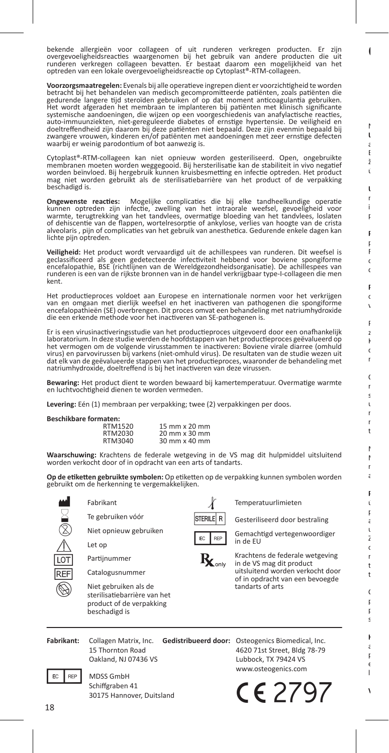bekende allergieën voor collageen of uit runderen verkregen producten. Er zijn overgevoeligheidsreacties waargenomen bij het gebruik van andere producten die uit runderen verkregen collageen bevatten. Er bestaat daarom een mogelijkheid van het optreden van een lokale overgevoeligheidsreactie op Cytoplast®-RTM-collageen.

**Voorzorgsmaatregelen:** Evenals bij alle operatieve ingrepen dient er voorzichtigheid te worden betracht bij het behandelen van medisch gecompromitteerde patiënten, zoals patiënten die gedurende langere tijd steroïden gebruiken of op dat moment anticoagulantia gebruiken. Het wordt afgeraden het membraan te implanteren bij patiënten met klinisch significante systemische aandoeningen, die wijzen op een voorgeschiedenis van anafylactische reacties, auto-immuunziekten, niet-gereguleerde diabetes of ernstige hypertensie. De veiligheid en doeltreffendheid zijn daarom bij deze patiënten niet bepaald. Deze zijn evenmin bepaald bij zwangere vrouwen, kinderen en/of patiënten met aandoeningen met zeer ernstige defecten waarbij er weinig parodontium of bot aanwezig is.

Cytoplast®-RTM-collageen kan niet opnieuw worden gesteriliseerd. Open, ongebruikte membranen moeten worden weggegooid. Bij hersterilisatie kan de stabiliteit in vivo negatief worden beïnvloed. Bij hergebruik kunnen kruisbesmetting en infectie optreden. Het product mag niet worden gebruikt als de sterilisatiebarrière van het product of de verpakking beschadigd is.

**Ongewenste reacties:** Mogelijke complicaties die bij elke tandheelkundige operatie kunnen optreden zijn infectie, zwelling van het intraorale weefsel, gevoeligheid voor warmte, terugtrekking van het tandvlees, overmatige bloeding van het tandvlees, loslaten of dehiscentie van de flappen, wortelresorptie of ankylose, verlies van hoogte van de crista alveolaris , pijn of complicaties van het gebruik van anesthetica. Gedurende enkele dagen kan lichte pijn optreden.

**Veiligheid:** Het product wordt vervaardigd uit de achillespees van runderen. Dit weefsel is geclassificeerd als geen gedetecteerde infectiviteit hebbend voor boviene spongiforme encefalopathie, BSE (richtlijnen van de Wereldgezondheidsorganisatie). De achillespees van runderen is een van de rijkste bronnen van in de handel verkrijgbaar type-I-collageen die men kent.

Het productieproces voldoet aan Europese en internationale normen voor het verkrijgen van en omgaan met dierlijk weefsel en het inactiveren van pathogenen die spongiforme encefalopathieën (SE) overbrengen. Dit proces omvat een behandeling met natriumhydroxide die een erkende methode voor het inactiveren van SE-pathogenen is.

Er is een virusinactiveringsstudie van het productieproces uitgevoerd door een onafhankelijk laboratorium. In deze studie werden de hoofdstappen van het productieproces geëvalueerd op het vermogen om de volgende virusstammen te inactiveren: Boviene virale diarree (omhuld virus) en parvovirussen bij varkens (niet-omhuld virus). De resultaten van de studie wezen uit dat elk van de geëvalueerde stappen van het productieproces, waaronder de behandeling met natriumhydroxide, doeltreffend is bij het inactiveren van deze virussen.

**Bewaring:** Het product dient te worden bewaard bij kamertemperatuur. Overmatige warmte en luchtvochtigheid dienen te worden vermeden.

**Levering:** Eén (1) membraan per verpakking; twee (2) verpakkingen per doos.

**Beschikbare formaten:**

| | |
|---|---|
| RTM1520 | 15 mm x 20 mm |
| RTM2030 | 20 mm x 30 mm |
| RTM3040 | 30 mm x 40 mm |

**Waarschuwing:** Krachtens de federale wetgeving in de VS mag dit hulpmiddel uitsluitend worden verkocht door of in opdracht van een arts of tandarts.

**Op de etiketten gebruikte symbolen:** Op etiketten op de verpakking kunnen symbolen worden gebruikt om de herkenning te vergemakkelijken.

- Fabrikant
- Te gebruiken vóór
- Niet opnieuw gebruiken
- Let op
- LOT – Partijnummer
- REF – Catalogusnummer
- Niet gebruiken als de sterilisatiebarrière van het product of de verpakking beschadigd is
- Temperatuurlimieten
- STERILE R – Gesteriliseerd door bestraling
- EC REP – Gemachtigd vertegenwoordiger in de EU
- Rx only – Krachtens de federale wetgeving in de VS mag dit product uitsluitend worden verkocht door of in opdracht van een bevoegde tandarts of arts

**Fabrikant:** Collagen Matrix, Inc.
15 Thornton Road
Oakland, NJ 07436 VS

**Gedistribueerd door:** Osteogenics Biomedical, Inc.
4620 71st Street, Bldg 78-79
Lubbock, TX 79424 VS
www.osteogenics.com

EC REP: MDSS GmbH
Schiffgraben 41
30175 Hannover, Duitsland

CE 2797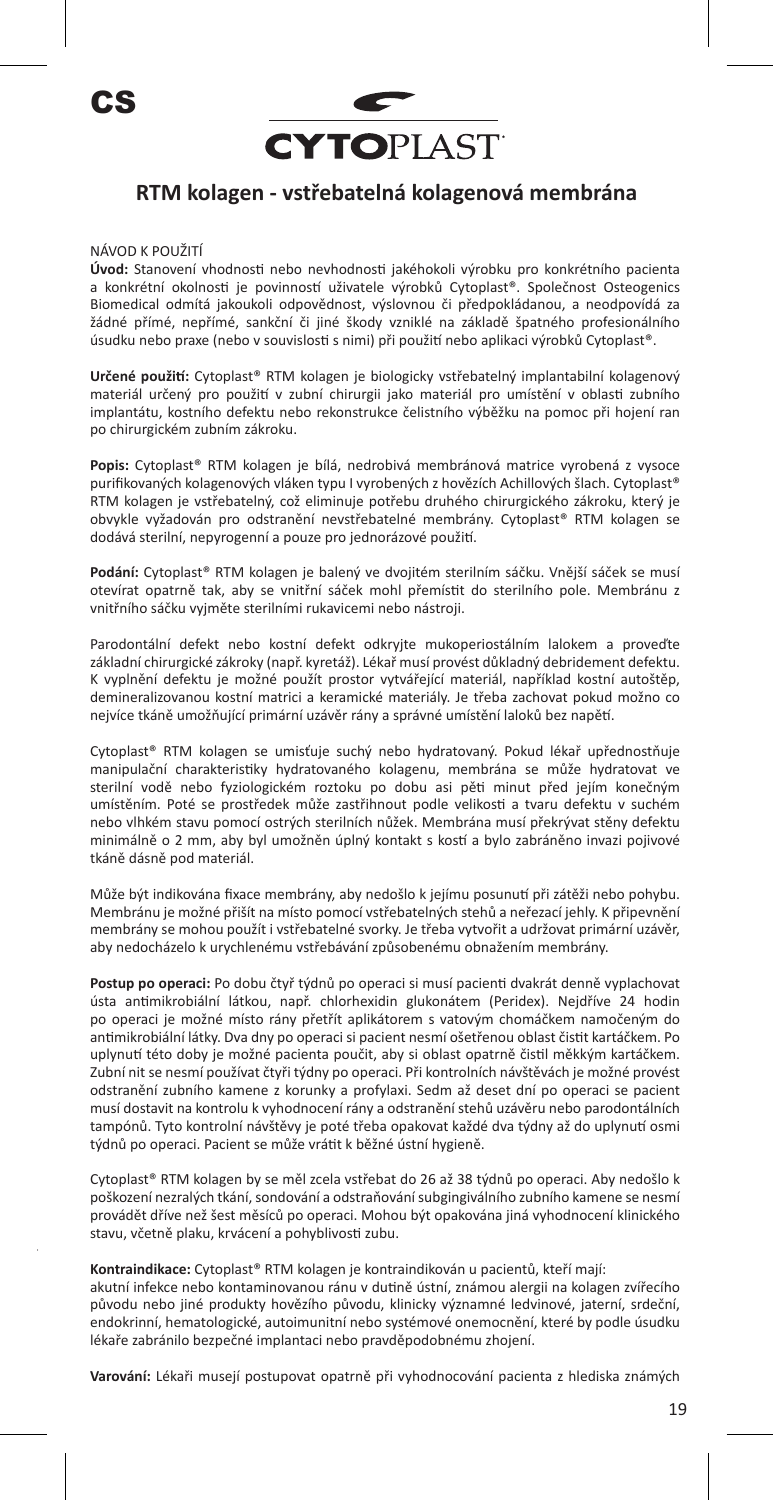CS

CYTOPLAST

## RTM kolagen - vstřebatelná kolagenová membrána

NÁVOD K POUŽITÍ

**Úvod:** Stanovení vhodnosti nebo nevhodnosti jakéhokoli výrobku pro konkrétního pacienta a konkrétní okolnosti je povinností uživatele výrobků Cytoplast®. Společnost Osteogenics Biomedical odmítá jakoukoli odpovědnost, výslovnou či předpokládanou, a neodpovídá za žádné přímé, nepřímé, sankční či jiné škody vzniklé na základě špatného profesionálního úsudku nebo praxe (nebo v souvislosti s nimi) při použití nebo aplikaci výrobků Cytoplast®.

**Určené použití:** Cytoplast® RTM kolagen je biologicky vstřebatelný implantabilní kolagenový materiál určený pro použití v zubní chirurgii jako materiál pro umístění v oblasti zubního implantátu, kostního defektu nebo rekonstrukce čelistního výběžku na pomoc při hojení ran po chirurgickém zubním zákroku.

**Popis:** Cytoplast® RTM kolagen je bílá, nedrobivá membránová matrice vyrobená z vysoce purifikovaných kolagenových vláken typu I vyrobených z hovězích Achillových šlach. Cytoplast® RTM kolagen je vstřebatelný, což eliminuje potřebu druhého chirurgického zákroku, který je obvykle vyžadován pro odstranění nevstřebatelné membrány. Cytoplast® RTM kolagen se dodává sterilní, nepyrogenní a pouze pro jednorázové použití.

**Podání:** Cytoplast® RTM kolagen je balený ve dvojitém sterilním sáčku. Vnější sáček se musí otevírat opatrně tak, aby se vnitřní sáček mohl přemístit do sterilního pole. Membránu z vnitřního sáčku vyjměte sterilními rukavicemi nebo nástroji.

Parodontální defekt nebo kostní defekt odkryjte mukoperiostálním lalokem a proveďte základní chirurgické zákroky (např. kyretáž). Lékař musí provést důkladný debridement defektu. K vyplnění defektu je možné použít prostor vytvářející materiál, například kostní autoštěp, demineralizovanou kostní matrici a keramické materiály. Je třeba zachovat pokud možno co nejvíce tkáně umožňující primární uzávěr rány a správné umístění laloků bez napětí.

Cytoplast® RTM kolagen se umisťuje suchý nebo hydratovaný. Pokud lékař upřednostňuje manipulační charakteristiky hydratovaného kolagenu, membrána se může hydratovat ve sterilní vodě nebo fyziologickém roztoku po dobu asi pěti minut před jejím konečným umístěním. Poté se prostředek může zastřihnout podle velikosti a tvaru defektu v suchém nebo vlhkém stavu pomocí ostrých sterilních nůžek. Membrána musí překrývat stěny defektu minimálně o 2 mm, aby byl umožněn úplný kontakt s kostí a bylo zabráněno invazi pojivové tkáně dásně pod materiál.

Může být indikována fixace membrány, aby nedošlo k jejímu posunutí při zátěži nebo pohybu. Membránu je možné přišít na místo pomocí vstřebatelných stehů a neřezací jehly. K připevnění membrány se mohou použít i vstřebatelné svorky. Je třeba vytvořit a udržovat primární uzávěr, aby nedocházelo k urychlenému vstřebávání způsobenému obnažením membrány.

**Postup po operaci:** Po dobu čtyř týdnů po operaci si musí pacienti dvakrát denně vyplachovat ústa antimikrobiální látkou, např. chlorhexidin glukonátem (Peridex). Nejdříve 24 hodin po operaci je možné místo rány přetřít aplikátorem s vatovým chomáčkem namočeným do antimikrobiální látky. Dva dny po operaci si pacient nesmí ošetřenou oblast čistit kartáčkem. Po uplynutí této doby je možné pacienta poučit, aby si oblast opatrně čistil měkkým kartáčkem. Zubní nit se nesmí používat čtyři týdny po operaci. Při kontrolních návštěvách je možné provést odstranění zubního kamene z korunky a profylaxi. Sedm až deset dní po operaci se pacient musí dostavit na kontrolu k vyhodnocení rány a odstranění stehů uzávěru nebo parodontálních tampónů. Tyto kontrolní návštěvy je poté třeba opakovat každé dva týdny až do uplynutí osmi týdnů po operaci. Pacient se může vrátit k běžné ústní hygieně.

Cytoplast® RTM kolagen by se měl zcela vstřebat do 26 až 38 týdnů po operaci. Aby nedošlo k poškození nezralých tkání, sondování a odstraňování subgingiválního zubního kamene se nesmí provádět dříve než šest měsíců po operaci. Mohou být opakována jiná vyhodnocení klinického stavu, včetně plaku, krvácení a pohyblivosti zubu.

**Kontraindikace:** Cytoplast® RTM kolagen je kontraindikován u pacientů, kteří mají:
akutní infekce nebo kontaminovanou ránu v dutině ústní, známou alergii na kolagen zvířecího původu nebo jiné produkty hovězího původu, klinicky významné ledvinové, jaterní, srdeční, endokrinní, hematologické, autoimunitní nebo systémové onemocnění, které by podle úsudku lékaře zabránilo bezpečné implantaci nebo pravděpodobnému zhojení.

**Varování:** Lékaři musejí postupovat opatrně při vyhodnocování pacienta z hlediska známých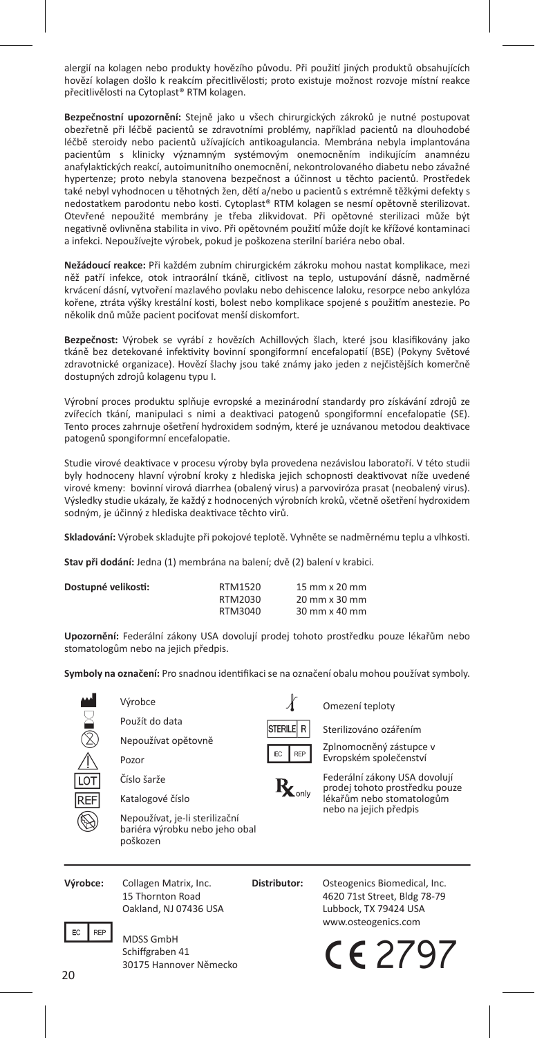alergií na kolagen nebo produkty hovězího původu. Při použití jiných produktů obsahujících hovězí kolagen došlo k reakcím přecitlivělosti; proto existuje možnost rozvoje místní reakce přecitlivělosti na Cytoplast® RTM kolagen.

**Bezpečnostní upozornění:** Stejně jako u všech chirurgických zákroků je nutné postupovat obezřetně při léčbě pacientů se zdravotními problémy, například pacientů na dlouhodobé léčbě steroidy nebo pacientů užívajících antikoagulancia. Membrána nebyla implantována pacientům s klinicky významným systémovým onemocněním indikujícím anamnézu anafylaktických reakcí, autoimunitního onemocnění, nekontrolovaného diabetu nebo závažné hypertenze; proto nebyla stanovena bezpečnost a účinnost u těchto pacientů. Prostředek také nebyl vyhodnocen u těhotných žen, dětí a/nebo u pacientů s extrémně těžkými defekty s nedostatkem parodontu nebo kosti. Cytoplast® RTM kolagen se nesmí opětovně sterilizovat. Otevřené nepoužité membrány je třeba zlikvidovat. Při opětovné sterilizaci může být negativně ovlivněna stabilita in vivo. Při opětovném použití může dojít ke křížové kontaminaci a infekci. Nepoužívejte výrobek, pokud je poškozena sterilní bariéra nebo obal.

**Nežádoucí reakce:** Při každém zubním chirurgickém zákroku mohou nastat komplikace, mezi něž patří infekce, otok intraorální tkáně, citlivost na teplo, ustupování dásně, nadměrné krvácení dásní, vytvoření mazlavého povlaku nebo dehiscence laloku, resorpce nebo ankylóza kořene, ztráta výšky krestální kosti, bolest nebo komplikace spojené s použitím anestezie. Po několik dnů může pacient pociťovat menší diskomfort.

**Bezpečnost:** Výrobek se vyrábí z hovězích Achillových šlach, které jsou klasifikovány jako tkáně bez detekované infektivity bovinní spongiformní encefalopatií (BSE) (Pokyny Světové zdravotnické organizace). Hovězí šlachy jsou také známy jako jeden z nejčistějších komerčně dostupných zdrojů kolagenu typu I.

Výrobní proces produktu splňuje evropské a mezinárodní standardy pro získávání zdrojů ze zvířecích tkání, manipulaci s nimi a deaktivaci patogenů spongiformní encefalopatie (SE). Tento proces zahrnuje ošetření hydroxidem sodným, které je uznávanou metodou deaktivace patogenů spongiformní encefalopatie.

Studie virové deaktivace v procesu výroby byla provedena nezávislou laboratoří. V této studii byly hodnoceny hlavní výrobní kroky z hlediska jejich schopnosti deaktivovat níže uvedené virové kmeny: bovinní virová diarrhea (obalený virus) a parvoviróza prasat (neobalený virus). Výsledky studie ukázaly, že každý z hodnocených výrobních kroků, včetně ošetření hydroxidem sodným, je účinný z hlediska deaktivace těchto virů.

**Skladování:** Výrobek skladujte při pokojové teplotě. Vyhněte se nadměrnému teplu a vlhkosti.

**Stav při dodání:** Jedna (1) membrána na balení; dvě (2) balení v krabici.

| **Dostupné velikosti:** | RTM1520 | 15 mm x 20 mm |
|---|---|---|
| | RTM2030 | 20 mm x 30 mm |
| | RTM3040 | 30 mm x 40 mm |

**Upozornění:** Federální zákony USA dovolují prodej tohoto prostředku pouze lékařům nebo stomatologům nebo na jejich předpis.

**Symboly na označení:** Pro snadnou identifikaci se na označení obalu mohou používat symboly.

- Výrobce
- Použít do data
- Nepoužívat opětovně
- Pozor
- LOT – Číslo šarže
- REF – Katalogové číslo
- Nepoužívat, je-li sterilizační bariéra výrobku nebo jeho obal poškozen
- Omezení teploty
- STERILE R – Sterilizováno ozářením
- EC REP – Zplnomocněný zástupce v Evropském společenství
- Rx only – Federální zákony USA dovolují prodej tohoto prostředku pouze lékařům nebo stomatologům nebo na jejich předpis

**Výrobce:** Collagen Matrix, Inc.
15 Thornton Road
Oakland, NJ 07436 USA

**Distributor:** Osteogenics Biomedical, Inc.
4620 71st Street, Bldg 78-79
Lubbock, TX 79424 USA
www.osteogenics.com

EC REP
MDSS GmbH
Schiffgraben 41
30175 Hannover Německo

CE 2797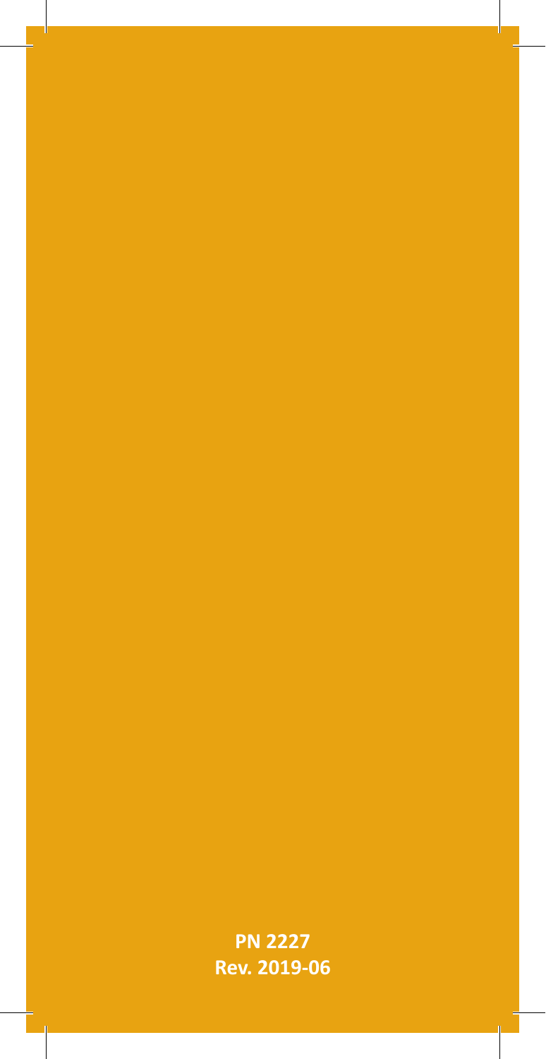**PN 2227**
**Rev. 2019-06**